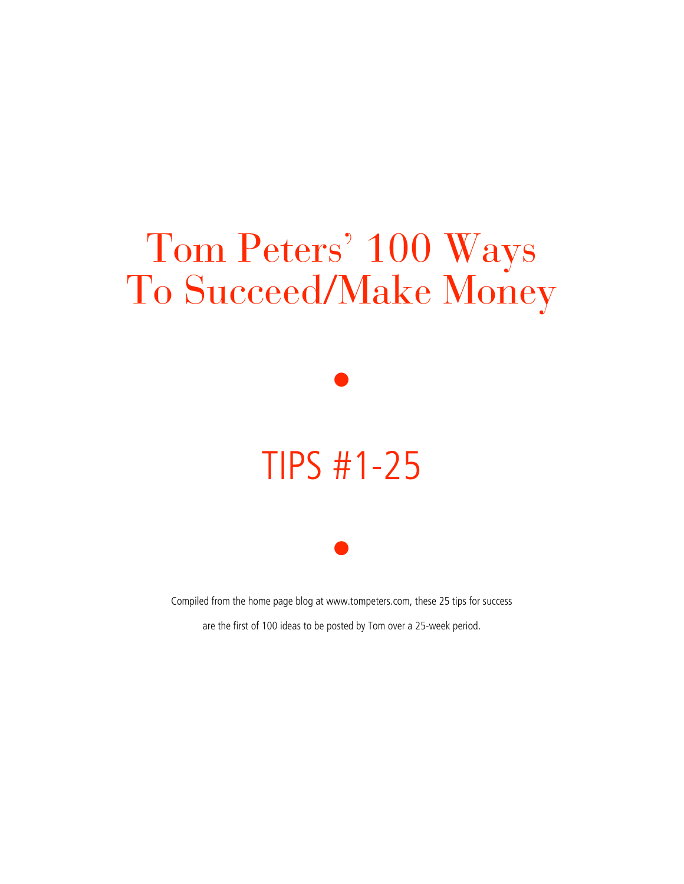# Tom Peters' 100 Ways To Succeed/Make Money

●

## TIPS #1-25

●

Compiled from the home page blog at www.tompeters.com, these 25 tips for success are the first of 100 ideas to be posted by Tom over a 25-week period.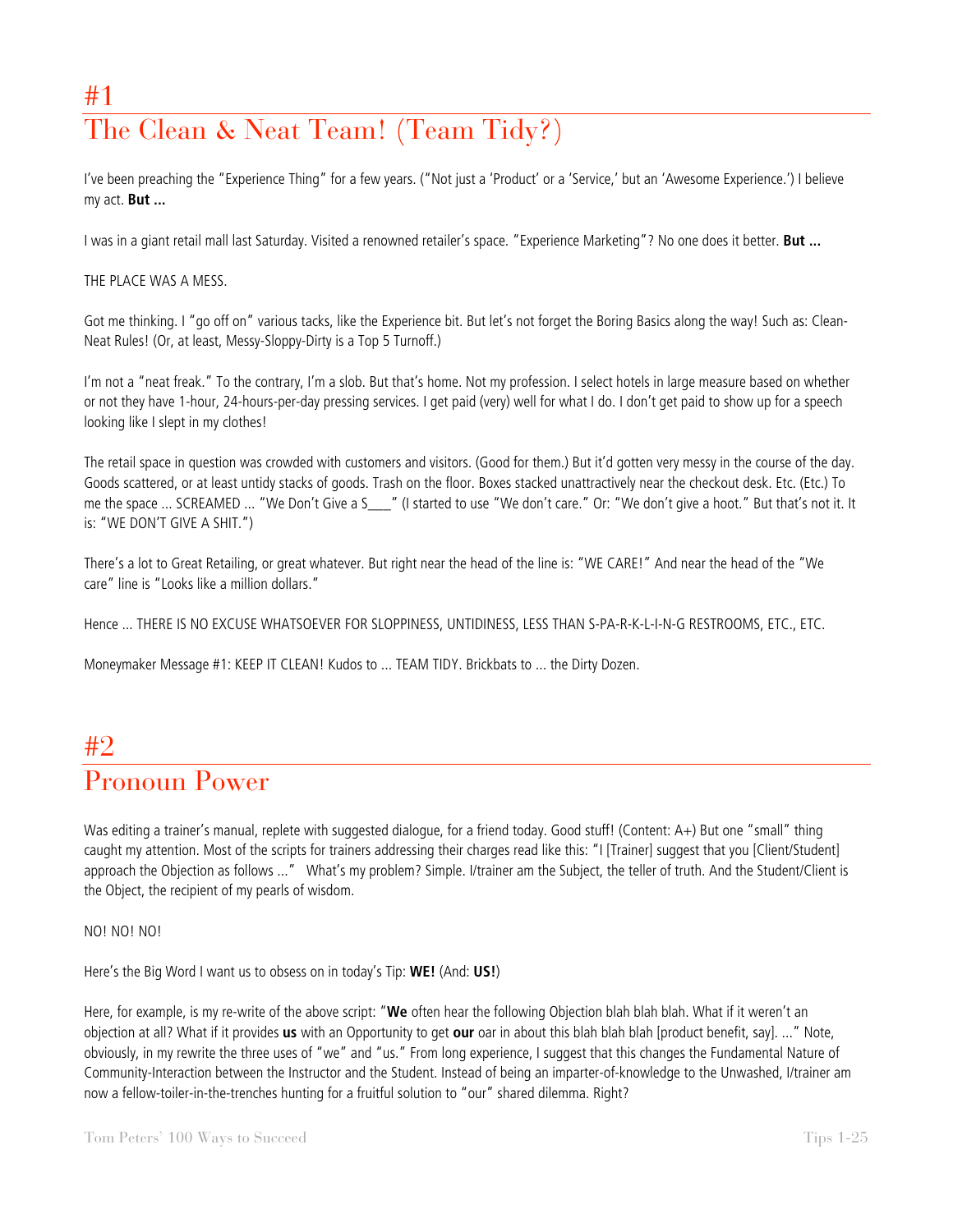# #1
# The Clean & Neat Team! (Team Tidy?)

I've been preaching the "Experience Thing" for a few years. ("Not just a 'Product' or a 'Service,' but an 'Awesome Experience.') I believe my act. **But ...**

I was in a giant retail mall last Saturday. Visited a renowned retailer's space. "Experience Marketing"? No one does it better. **But ...**

THE PLACE WAS A MESS.

Got me thinking. I "go off on" various tacks, like the Experience bit. But let's not forget the Boring Basics along the way! Such as: Clean-Neat Rules! (Or, at least, Messy-Sloppy-Dirty is a Top 5 Turnoff.)

I'm not a "neat freak." To the contrary, I'm a slob. But that's home. Not my profession. I select hotels in large measure based on whether or not they have 1-hour, 24-hours-per-day pressing services. I get paid (very) well for what I do. I don't get paid to show up for a speech looking like I slept in my clothes!

The retail space in question was crowded with customers and visitors. (Good for them.) But it'd gotten very messy in the course of the day. Goods scattered, or at least untidy stacks of goods. Trash on the floor. Boxes stacked unattractively near the checkout desk. Etc. (Etc.) To me the space ... SCREAMED ... "We Don't Give a S___" (I started to use "We don't care." Or: "We don't give a hoot." But that's not it. It is: "WE DON'T GIVE A SHIT.")

There's a lot to Great Retailing, or great whatever. But right near the head of the line is: "WE CARE!" And near the head of the "We care" line is "Looks like a million dollars."

Hence ... THERE IS NO EXCUSE WHATSOEVER FOR SLOPPINESS, UNTIDINESS, LESS THAN S-PA-R-K-L-I-N-G RESTROOMS, ETC., ETC.

Moneymaker Message #1: KEEP IT CLEAN! Kudos to ... TEAM TIDY. Brickbats to ... the Dirty Dozen.

# #2
# Pronoun Power

Was editing a trainer's manual, replete with suggested dialogue, for a friend today. Good stuff! (Content: A+) But one "small" thing caught my attention. Most of the scripts for trainers addressing their charges read like this: "I [Trainer] suggest that you [Client/Student] approach the Objection as follows ..." What's my problem? Simple. I/trainer am the Subject, the teller of truth. And the Student/Client is the Object, the recipient of my pearls of wisdom.

NO! NO! NO!

Here's the Big Word I want us to obsess on in today's Tip: **WE!** (And: **US!**)

Here, for example, is my re-write of the above script: "**We** often hear the following Objection blah blah blah. What if it weren't an objection at all? What if it provides **us** with an Opportunity to get **our** oar in about this blah blah blah [product benefit, say]. ..." Note, obviously, in my rewrite the three uses of "we" and "us." From long experience, I suggest that this changes the Fundamental Nature of Community-Interaction between the Instructor and the Student. Instead of being an imparter-of-knowledge to the Unwashed, I/trainer am now a fellow-toiler-in-the-trenches hunting for a fruitful solution to "our" shared dilemma. Right?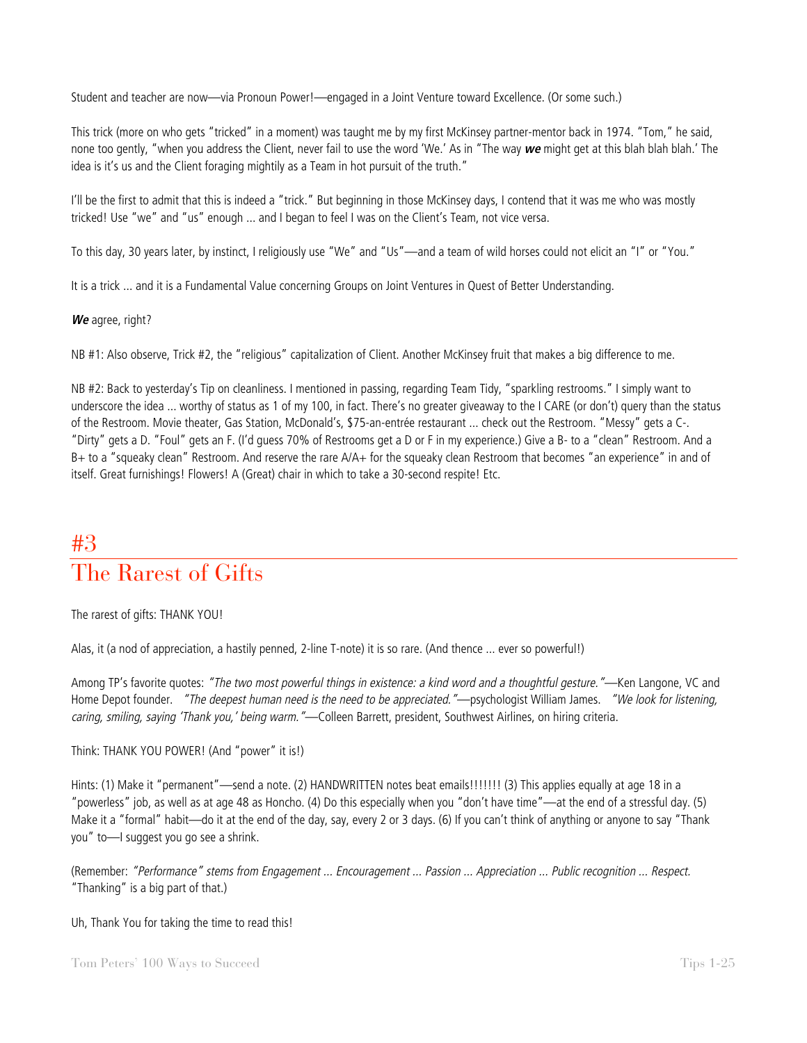Student and teacher are now—via Pronoun Power!—engaged in a Joint Venture toward Excellence. (Or some such.)

This trick (more on who gets "tricked" in a moment) was taught me by my first McKinsey partner-mentor back in 1974. "Tom," he said, none too gently, "when you address the Client, never fail to use the word 'We.' As in "The way ***we*** might get at this blah blah blah.' The idea is it's us and the Client foraging mightily as a Team in hot pursuit of the truth."

I'll be the first to admit that this is indeed a "trick." But beginning in those McKinsey days, I contend that it was me who was mostly tricked! Use "we" and "us" enough ... and I began to feel I was on the Client's Team, not vice versa.

To this day, 30 years later, by instinct, I religiously use "We" and "Us"—and a team of wild horses could not elicit an "I" or "You."

It is a trick ... and it is a Fundamental Value concerning Groups on Joint Ventures in Quest of Better Understanding.

***We*** agree, right?

NB #1: Also observe, Trick #2, the "religious" capitalization of Client. Another McKinsey fruit that makes a big difference to me.

NB #2: Back to yesterday's Tip on cleanliness. I mentioned in passing, regarding Team Tidy, "sparkling restrooms." I simply want to underscore the idea ... worthy of status as 1 of my 100, in fact. There's no greater giveaway to the I CARE (or don't) query than the status of the Restroom. Movie theater, Gas Station, McDonald's, $75-an-entrée restaurant ... check out the Restroom. "Messy" gets a C-. "Dirty" gets a D. "Foul" gets an F. (I'd guess 70% of Restrooms get a D or F in my experience.) Give a B- to a "clean" Restroom. And a B+ to a "squeaky clean" Restroom. And reserve the rare A/A+ for the squeaky clean Restroom that becomes "an experience" in and of itself. Great furnishings! Flowers! A (Great) chair in which to take a 30-second respite! Etc.

# #3
# The Rarest of Gifts

The rarest of gifts: THANK YOU!

Alas, it (a nod of appreciation, a hastily penned, 2-line T-note) it is so rare. (And thence ... ever so powerful!)

Among TP's favorite quotes: *"The two most powerful things in existence: a kind word and a thoughtful gesture."*—Ken Langone, VC and Home Depot founder. *"The deepest human need is the need to be appreciated."*—psychologist William James. *"We look for listening, caring, smiling, saying 'Thank you,' being warm."*—Colleen Barrett, president, Southwest Airlines, on hiring criteria.

Think: THANK YOU POWER! (And "power" it is!)

Hints: (1) Make it "permanent"—send a note. (2) HANDWRITTEN notes beat emails!!!!!!! (3) This applies equally at age 18 in a "powerless" job, as well as at age 48 as Honcho. (4) Do this especially when you "don't have time"—at the end of a stressful day. (5) Make it a "formal" habit—do it at the end of the day, say, every 2 or 3 days. (6) If you can't think of anything or anyone to say "Thank you" to—I suggest you go see a shrink.

(Remember: *"Performance" stems from Engagement ... Encouragement ... Passion ... Appreciation ... Public recognition ... Respect.* "Thanking" is a big part of that.)

Uh, Thank You for taking the time to read this!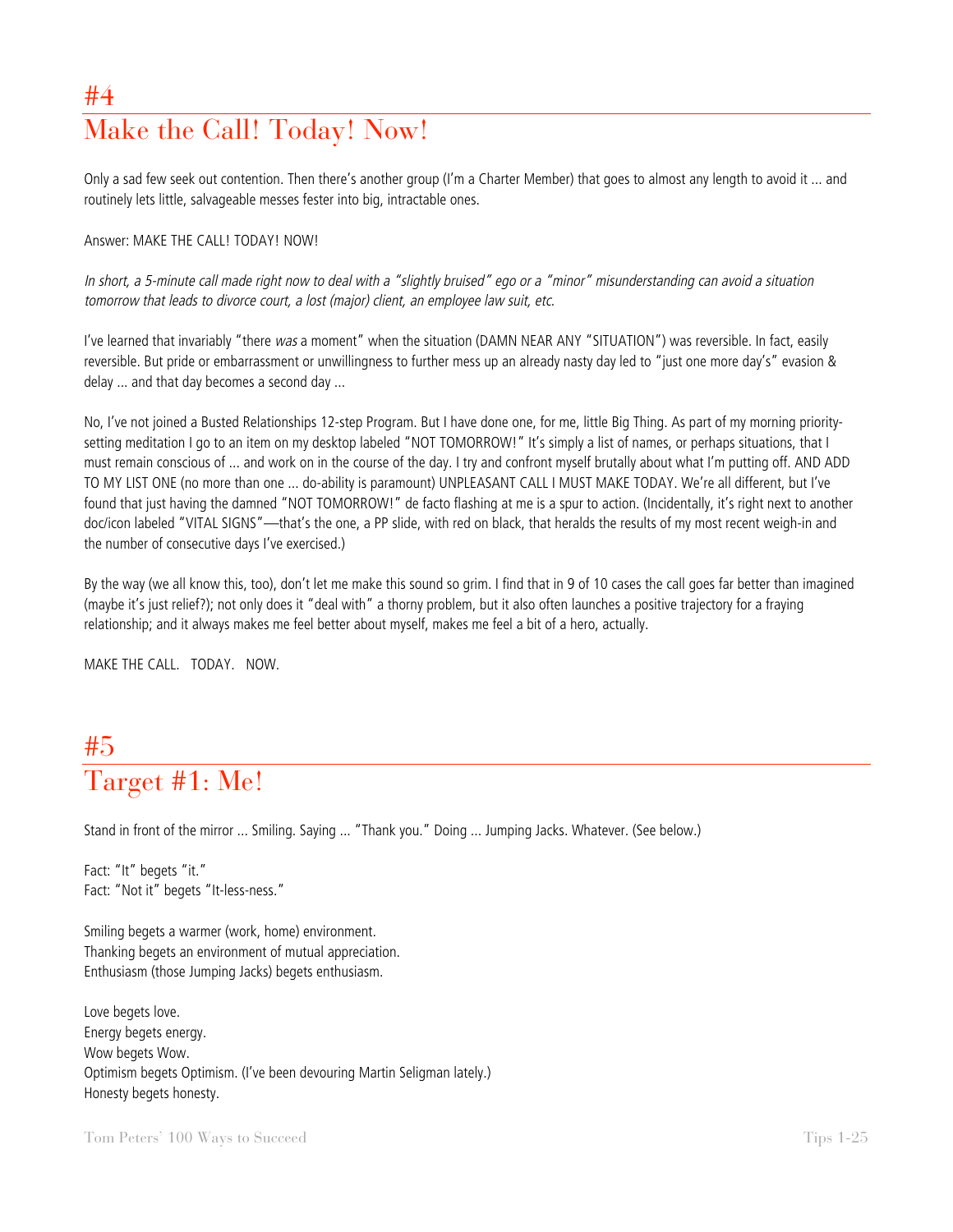# #4
# Make the Call! Today! Now!

Only a sad few seek out contention. Then there's another group (I'm a Charter Member) that goes to almost any length to avoid it ... and routinely lets little, salvageable messes fester into big, intractable ones.

Answer: MAKE THE CALL! TODAY! NOW!

*In short, a 5-minute call made right now to deal with a "slightly bruised" ego or a "minor" misunderstanding can avoid a situation tomorrow that leads to divorce court, a lost (major) client, an employee law suit, etc.*

I've learned that invariably "there *was* a moment" when the situation (DAMN NEAR ANY "SITUATION") was reversible. In fact, easily reversible. But pride or embarrassment or unwillingness to further mess up an already nasty day led to "just one more day's" evasion & delay ... and that day becomes a second day ...

No, I've not joined a Busted Relationships 12-step Program. But I have done one, for me, little Big Thing. As part of my morning priority-setting meditation I go to an item on my desktop labeled "NOT TOMORROW!" It's simply a list of names, or perhaps situations, that I must remain conscious of ... and work on in the course of the day. I try and confront myself brutally about what I'm putting off. AND ADD TO MY LIST ONE (no more than one ... do-ability is paramount) UNPLEASANT CALL I MUST MAKE TODAY. We're all different, but I've found that just having the damned "NOT TOMORROW!" de facto flashing at me is a spur to action. (Incidentally, it's right next to another doc/icon labeled "VITAL SIGNS"—that's the one, a PP slide, with red on black, that heralds the results of my most recent weigh-in and the number of consecutive days I've exercised.)

By the way (we all know this, too), don't let me make this sound so grim. I find that in 9 of 10 cases the call goes far better than imagined (maybe it's just relief?); not only does it "deal with" a thorny problem, but it also often launches a positive trajectory for a fraying relationship; and it always makes me feel better about myself, makes me feel a bit of a hero, actually.

MAKE THE CALL. TODAY. NOW.

# #5
# Target #1: Me!

Stand in front of the mirror ... Smiling. Saying ... "Thank you." Doing ... Jumping Jacks. Whatever. (See below.)

Fact: "It" begets "it."
Fact: "Not it" begets "It-less-ness."

Smiling begets a warmer (work, home) environment.
Thanking begets an environment of mutual appreciation.
Enthusiasm (those Jumping Jacks) begets enthusiasm.

Love begets love.
Energy begets energy.
Wow begets Wow.
Optimism begets Optimism. (I've been devouring Martin Seligman lately.)
Honesty begets honesty.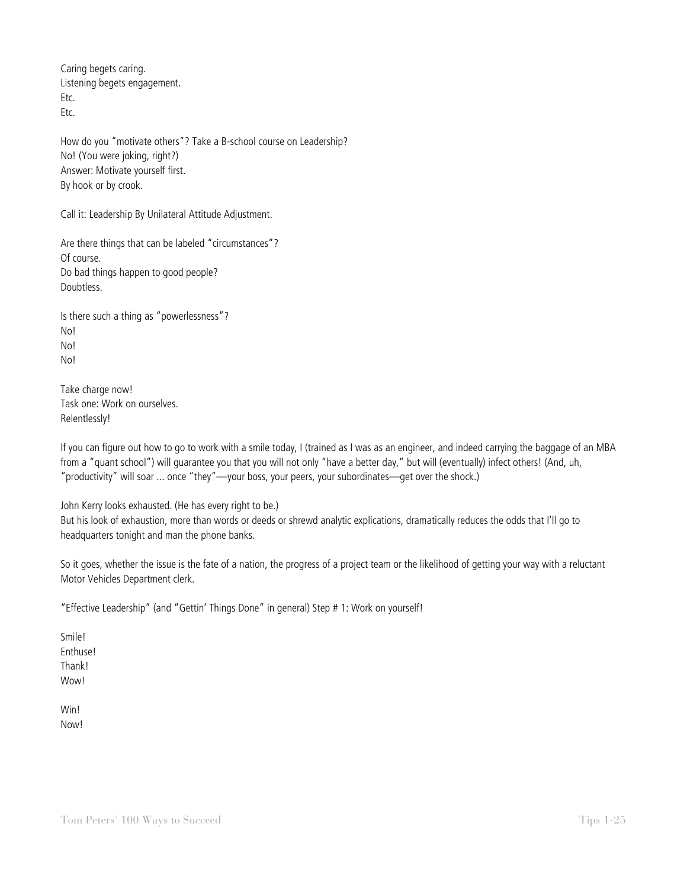Caring begets caring.
Listening begets engagement.
Etc.
Etc.

How do you "motivate others"? Take a B-school course on Leadership?
No! (You were joking, right?)
Answer: Motivate yourself first.
By hook or by crook.

Call it: Leadership By Unilateral Attitude Adjustment.

Are there things that can be labeled "circumstances"?
Of course.
Do bad things happen to good people?
Doubtless.

Is there such a thing as "powerlessness"?
No!
No!
No!

Take charge now!
Task one: Work on ourselves.
Relentlessly!

If you can figure out how to go to work with a smile today, I (trained as I was as an engineer, and indeed carrying the baggage of an MBA from a "quant school") will guarantee you that you will not only "have a better day," but will (eventually) infect others! (And, uh, "productivity" will soar ... once "they"—your boss, your peers, your subordinates—get over the shock.)

John Kerry looks exhausted. (He has every right to be.)
But his look of exhaustion, more than words or deeds or shrewd analytic explications, dramatically reduces the odds that I'll go to headquarters tonight and man the phone banks.

So it goes, whether the issue is the fate of a nation, the progress of a project team or the likelihood of getting your way with a reluctant Motor Vehicles Department clerk.

"Effective Leadership" (and "Gettin' Things Done" in general) Step # 1: Work on yourself!

Smile!
Enthuse!
Thank!
Wow!

Win!
Now!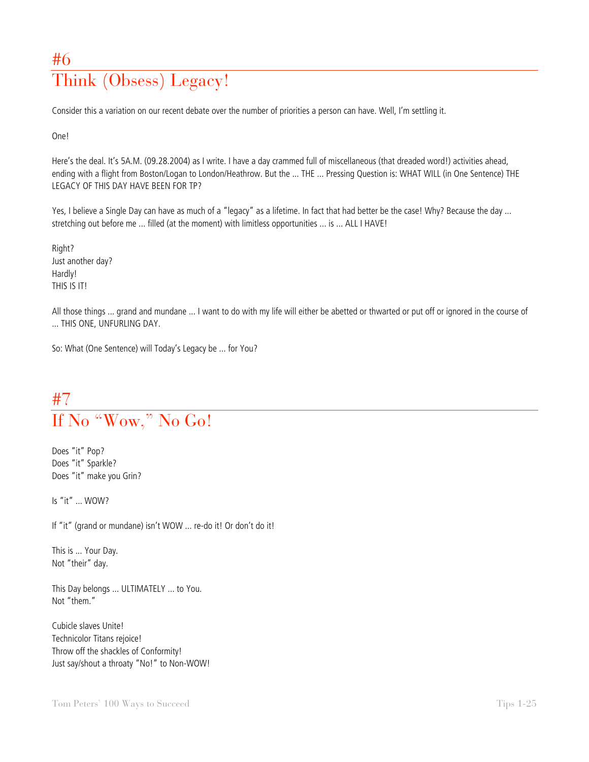# #6
# Think (Obsess) Legacy!

Consider this a variation on our recent debate over the number of priorities a person can have. Well, I'm settling it.

One!

Here's the deal. It's 5A.M. (09.28.2004) as I write. I have a day crammed full of miscellaneous (that dreaded word!) activities ahead, ending with a flight from Boston/Logan to London/Heathrow. But the ... THE ... Pressing Question is: WHAT WILL (in One Sentence) THE LEGACY OF THIS DAY HAVE BEEN FOR TP?

Yes, I believe a Single Day can have as much of a "legacy" as a lifetime. In fact that had better be the case! Why? Because the day ... stretching out before me ... filled (at the moment) with limitless opportunities ... is ... ALL I HAVE!

Right?
Just another day?
Hardly!
THIS IS IT!

All those things ... grand and mundane ... I want to do with my life will either be abetted or thwarted or put off or ignored in the course of ... THIS ONE, UNFURLING DAY.

So: What (One Sentence) will Today's Legacy be ... for You?

# #7
# If No "Wow," No Go!

Does "it" Pop?
Does "it" Sparkle?
Does "it" make you Grin?

Is "it" ... WOW?

If "it" (grand or mundane) isn't WOW ... re-do it! Or don't do it!

This is ... Your Day.
Not "their" day.

This Day belongs ... ULTIMATELY ... to You.
Not "them."

Cubicle slaves Unite!
Technicolor Titans rejoice!
Throw off the shackles of Conformity!
Just say/shout a throaty "No!" to Non-WOW!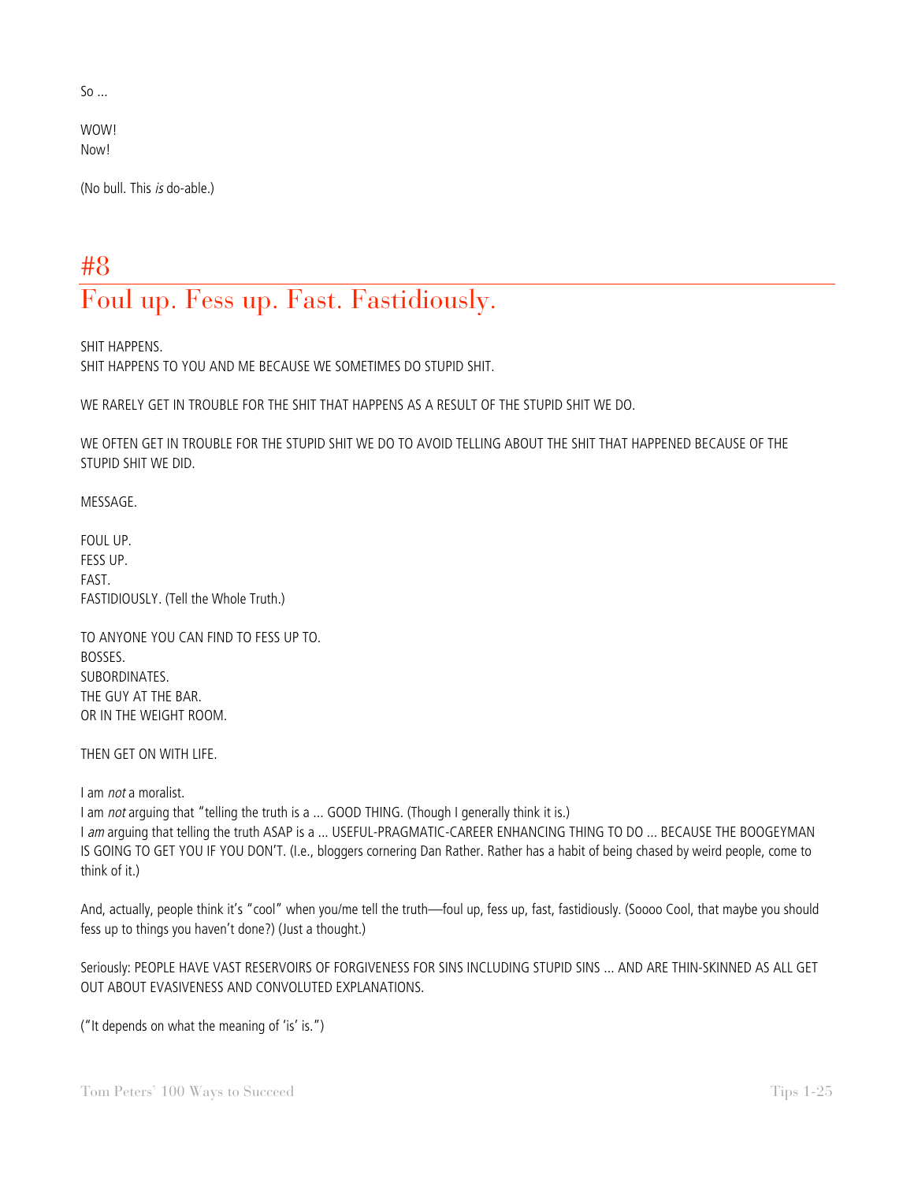So ...

WOW!
Now!

(No bull. This *is* do-able.)

# #8
# Foul up. Fess up. Fast. Fastidiously.

SHIT HAPPENS.
SHIT HAPPENS TO YOU AND ME BECAUSE WE SOMETIMES DO STUPID SHIT.

WE RARELY GET IN TROUBLE FOR THE SHIT THAT HAPPENS AS A RESULT OF THE STUPID SHIT WE DO.

WE OFTEN GET IN TROUBLE FOR THE STUPID SHIT WE DO TO AVOID TELLING ABOUT THE SHIT THAT HAPPENED BECAUSE OF THE STUPID SHIT WE DID.

MESSAGE.

FOUL UP.
FESS UP.
FAST.
FASTIDIOUSLY. (Tell the Whole Truth.)

TO ANYONE YOU CAN FIND TO FESS UP TO.
BOSSES.
SUBORDINATES.
THE GUY AT THE BAR.
OR IN THE WEIGHT ROOM.

THEN GET ON WITH LIFE.

I am *not* a moralist.
I am *not* arguing that "telling the truth is a ... GOOD THING. (Though I generally think it is.)
I *am* arguing that telling the truth ASAP is a ... USEFUL-PRAGMATIC-CAREER ENHANCING THING TO DO ... BECAUSE THE BOOGEYMAN IS GOING TO GET YOU IF YOU DON'T. (I.e., bloggers cornering Dan Rather. Rather has a habit of being chased by weird people, come to think of it.)

And, actually, people think it's "cool" when you/me tell the truth—foul up, fess up, fast, fastidiously. (Soooo Cool, that maybe you should fess up to things you haven't done?) (Just a thought.)

Seriously: PEOPLE HAVE VAST RESERVOIRS OF FORGIVENESS FOR SINS INCLUDING STUPID SINS ... AND ARE THIN-SKINNED AS ALL GET OUT ABOUT EVASIVENESS AND CONVOLUTED EXPLANATIONS.

("It depends on what the meaning of 'is' is.")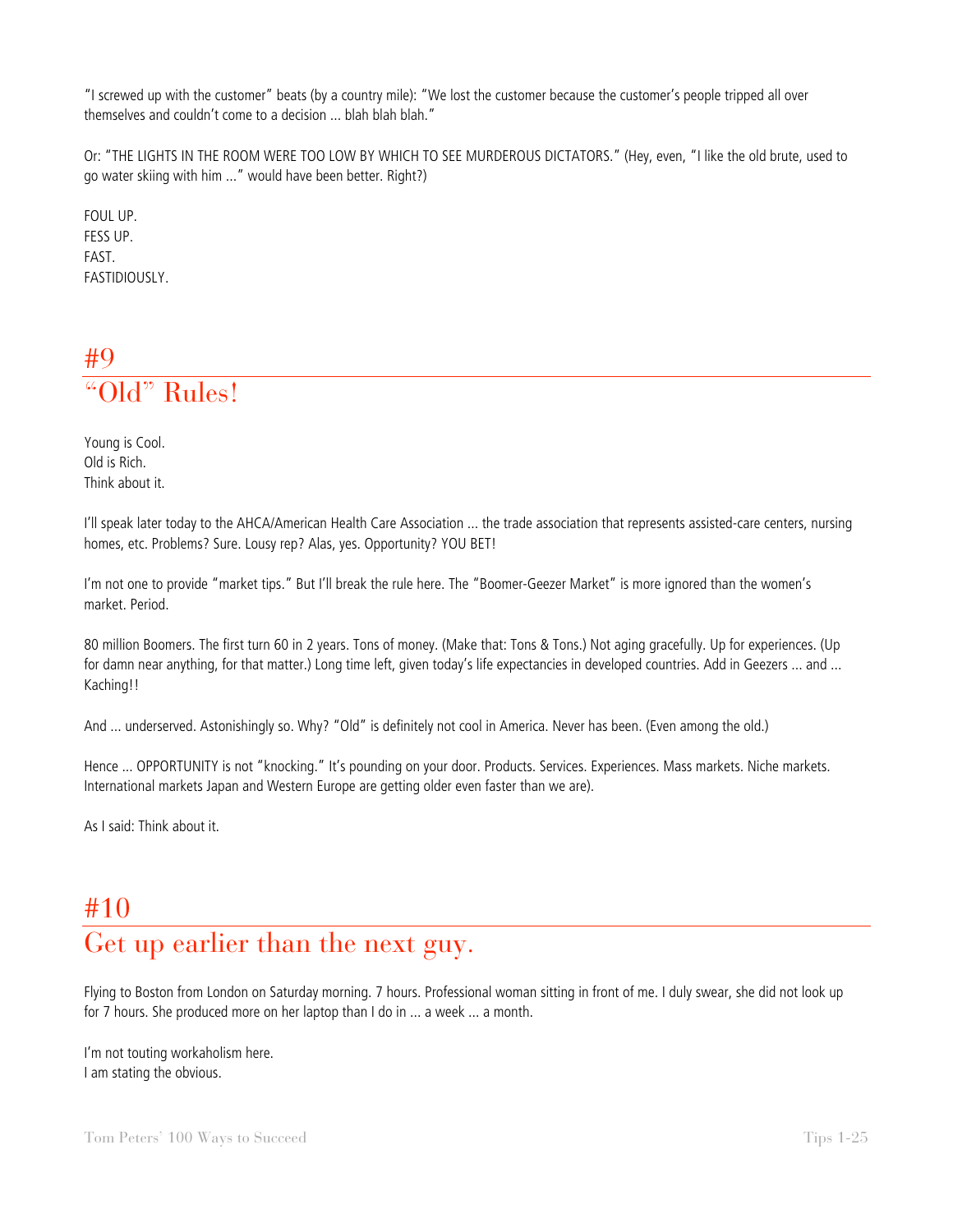"I screwed up with the customer" beats (by a country mile): "We lost the customer because the customer's people tripped all over themselves and couldn't come to a decision ... blah blah blah."

Or: "THE LIGHTS IN THE ROOM WERE TOO LOW BY WHICH TO SEE MURDEROUS DICTATORS." (Hey, even, "I like the old brute, used to go water skiing with him ..." would have been better. Right?)

FOUL UP.
FESS UP.
FAST.
FASTIDIOUSLY.

## #9
## "Old" Rules!

Young is Cool.
Old is Rich.
Think about it.

I'll speak later today to the AHCA/American Health Care Association ... the trade association that represents assisted-care centers, nursing homes, etc. Problems? Sure. Lousy rep? Alas, yes. Opportunity? YOU BET!

I'm not one to provide "market tips." But I'll break the rule here. The "Boomer-Geezer Market" is more ignored than the women's market. Period.

80 million Boomers. The first turn 60 in 2 years. Tons of money. (Make that: Tons & Tons.) Not aging gracefully. Up for experiences. (Up for damn near anything, for that matter.) Long time left, given today's life expectancies in developed countries. Add in Geezers ... and ... Kaching!!

And ... underserved. Astonishingly so. Why? "Old" is definitely not cool in America. Never has been. (Even among the old.)

Hence ... OPPORTUNITY is not "knocking." It's pounding on your door. Products. Services. Experiences. Mass markets. Niche markets. International markets Japan and Western Europe are getting older even faster than we are).

As I said: Think about it.

## #10
## Get up earlier than the next guy.

Flying to Boston from London on Saturday morning. 7 hours. Professional woman sitting in front of me. I duly swear, she did not look up for 7 hours. She produced more on her laptop than I do in ... a week ... a month.

I'm not touting workaholism here.
I am stating the obvious.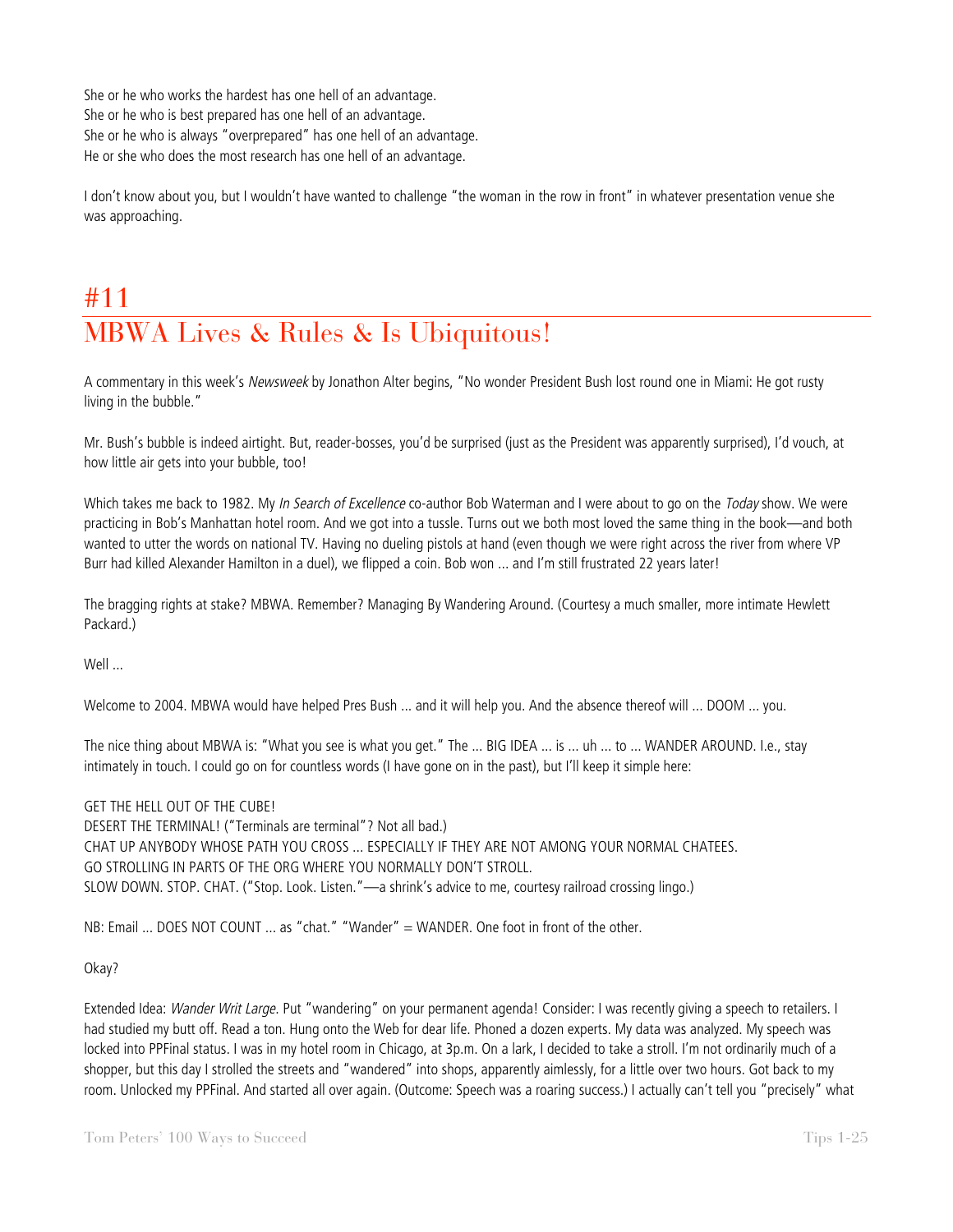She or he who works the hardest has one hell of an advantage.
She or he who is best prepared has one hell of an advantage.
She or he who is always "overprepared" has one hell of an advantage.
He or she who does the most research has one hell of an advantage.

I don't know about you, but I wouldn't have wanted to challenge "the woman in the row in front" in whatever presentation venue she was approaching.

# #11
# MBWA Lives & Rules & Is Ubiquitous!

A commentary in this week's *Newsweek* by Jonathon Alter begins, "No wonder President Bush lost round one in Miami: He got rusty living in the bubble."

Mr. Bush's bubble is indeed airtight. But, reader-bosses, you'd be surprised (just as the President was apparently surprised), I'd vouch, at how little air gets into your bubble, too!

Which takes me back to 1982. My *In Search of Excellence* co-author Bob Waterman and I were about to go on the *Today* show. We were practicing in Bob's Manhattan hotel room. And we got into a tussle. Turns out we both most loved the same thing in the book—and both wanted to utter the words on national TV. Having no dueling pistols at hand (even though we were right across the river from where VP Burr had killed Alexander Hamilton in a duel), we flipped a coin. Bob won … and I'm still frustrated 22 years later!

The bragging rights at stake? MBWA. Remember? Managing By Wandering Around. (Courtesy a much smaller, more intimate Hewlett Packard.)

Well …

Welcome to 2004. MBWA would have helped Pres Bush … and it will help you. And the absence thereof will … DOOM … you.

The nice thing about MBWA is: "What you see is what you get." The … BIG IDEA … is … uh … to … WANDER AROUND. I.e., stay intimately in touch. I could go on for countless words (I have gone on in the past), but I'll keep it simple here:

GET THE HELL OUT OF THE CUBE!
DESERT THE TERMINAL! ("Terminals are terminal"? Not all bad.)
CHAT UP ANYBODY WHOSE PATH YOU CROSS … ESPECIALLY IF THEY ARE NOT AMONG YOUR NORMAL CHATEES.
GO STROLLING IN PARTS OF THE ORG WHERE YOU NORMALLY DON'T STROLL.
SLOW DOWN. STOP. CHAT. ("Stop. Look. Listen."—a shrink's advice to me, courtesy railroad crossing lingo.)

NB: Email … DOES NOT COUNT … as "chat." "Wander" = WANDER. One foot in front of the other.

Okay?

Extended Idea: *Wander Writ Large*. Put "wandering" on your permanent agenda! Consider: I was recently giving a speech to retailers. I had studied my butt off. Read a ton. Hung onto the Web for dear life. Phoned a dozen experts. My data was analyzed. My speech was locked into PPFinal status. I was in my hotel room in Chicago, at 3p.m. On a lark, I decided to take a stroll. I'm not ordinarily much of a shopper, but this day I strolled the streets and "wandered" into shops, apparently aimlessly, for a little over two hours. Got back to my room. Unlocked my PPFinal. And started all over again. (Outcome: Speech was a roaring success.) I actually can't tell you "precisely" what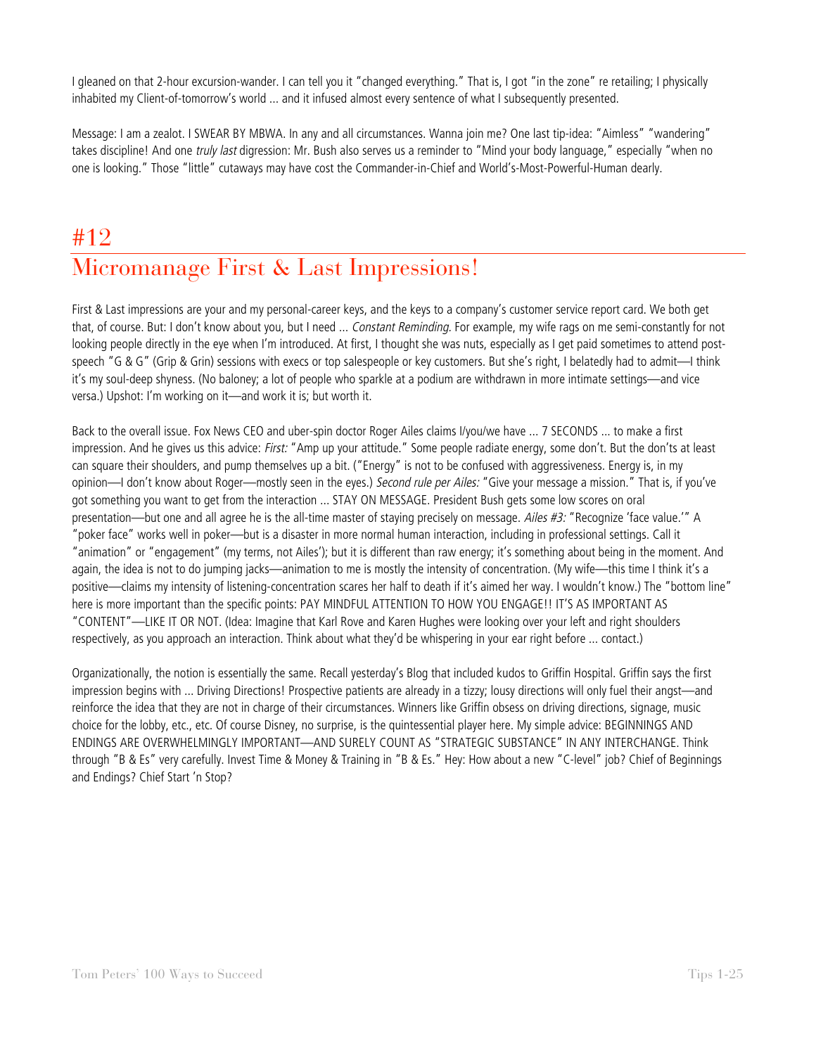I gleaned on that 2-hour excursion-wander. I can tell you it "changed everything." That is, I got "in the zone" re retailing; I physically inhabited my Client-of-tomorrow's world ... and it infused almost every sentence of what I subsequently presented.

Message: I am a zealot. I SWEAR BY MBWA. In any and all circumstances. Wanna join me? One last tip-idea: "Aimless" "wandering" takes discipline! And one *truly last* digression: Mr. Bush also serves us a reminder to "Mind your body language," especially "when no one is looking." Those "little" cutaways may have cost the Commander-in-Chief and World's-Most-Powerful-Human dearly.

# #12
# Micromanage First & Last Impressions!

First & Last impressions are your and my personal-career keys, and the keys to a company's customer service report card. We both get that, of course. But: I don't know about you, but I need ... *Constant Reminding.* For example, my wife rags on me semi-constantly for not looking people directly in the eye when I'm introduced. At first, I thought she was nuts, especially as I get paid sometimes to attend post-speech "G & G" (Grip & Grin) sessions with execs or top salespeople or key customers. But she's right, I belatedly had to admit—I think it's my soul-deep shyness. (No baloney; a lot of people who sparkle at a podium are withdrawn in more intimate settings—and vice versa.) Upshot: I'm working on it—and work it is; but worth it.

Back to the overall issue. Fox News CEO and uber-spin doctor Roger Ailes claims I/you/we have ... 7 SECONDS ... to make a first impression. And he gives us this advice: *First:* "Amp up your attitude." Some people radiate energy, some don't. But the don'ts at least can square their shoulders, and pump themselves up a bit. ("Energy" is not to be confused with aggressiveness. Energy is, in my opinion—I don't know about Roger—mostly seen in the eyes.) *Second rule per Ailes:* "Give your message a mission." That is, if you've got something you want to get from the interaction ... STAY ON MESSAGE. President Bush gets some low scores on oral presentation—but one and all agree he is the all-time master of staying precisely on message. *Ailes #3:* "Recognize 'face value.'" A "poker face" works well in poker—but is a disaster in more normal human interaction, including in professional settings. Call it "animation" or "engagement" (my terms, not Ailes'); but it is different than raw energy; it's something about being in the moment. And again, the idea is not to do jumping jacks—animation to me is mostly the intensity of concentration. (My wife—this time I think it's a positive—claims my intensity of listening-concentration scares her half to death if it's aimed her way. I wouldn't know.) The "bottom line" here is more important than the specific points: PAY MINDFUL ATTENTION TO HOW YOU ENGAGE!! IT'S AS IMPORTANT AS "CONTENT"—LIKE IT OR NOT. (Idea: Imagine that Karl Rove and Karen Hughes were looking over your left and right shoulders respectively, as you approach an interaction. Think about what they'd be whispering in your ear right before ... contact.)

Organizationally, the notion is essentially the same. Recall yesterday's Blog that included kudos to Griffin Hospital. Griffin says the first impression begins with ... Driving Directions! Prospective patients are already in a tizzy; lousy directions will only fuel their angst—and reinforce the idea that they are not in charge of their circumstances. Winners like Griffin obsess on driving directions, signage, music choice for the lobby, etc., etc. Of course Disney, no surprise, is the quintessential player here. My simple advice: BEGINNINGS AND ENDINGS ARE OVERWHELMINGLY IMPORTANT—AND SURELY COUNT AS "STRATEGIC SUBSTANCE" IN ANY INTERCHANGE. Think through "B & Es" very carefully. Invest Time & Money & Training in "B & Es." Hey: How about a new "C-level" job? Chief of Beginnings and Endings? Chief Start 'n Stop?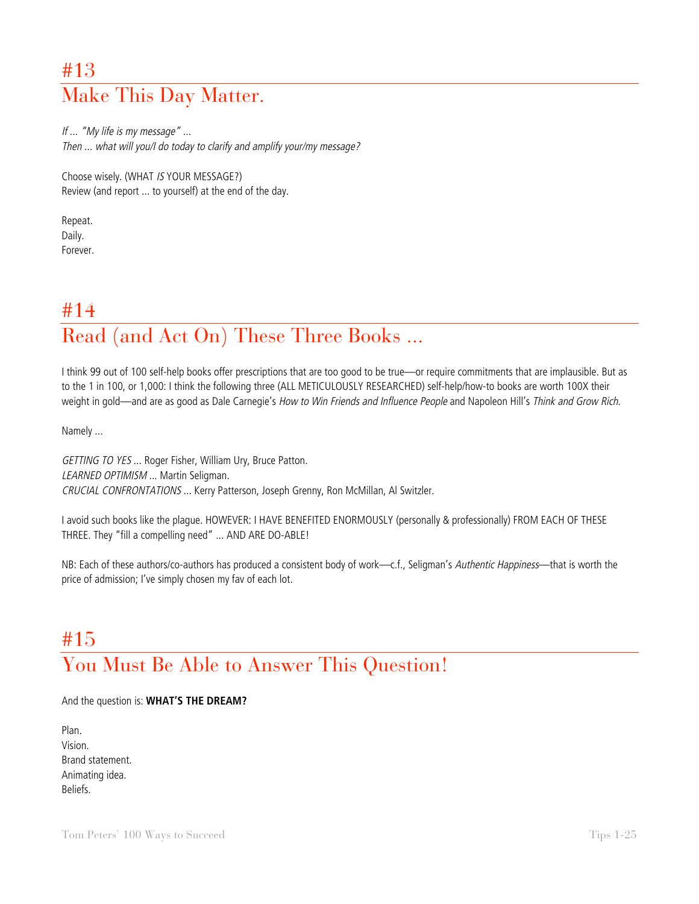# #13
# Make This Day Matter.

*If … "My life is my message" …*
*Then … what will you/I do today to clarify and amplify your/my message?*

Choose wisely. (WHAT *IS* YOUR MESSAGE?)
Review (and report … to yourself) at the end of the day.

Repeat.
Daily.
Forever.

# #14
# Read (and Act On) These Three Books …

I think 99 out of 100 self-help books offer prescriptions that are too good to be true—or require commitments that are implausible. But as to the 1 in 100, or 1,000: I think the following three (ALL METICULOUSLY RESEARCHED) self-help/how-to books are worth 100X their weight in gold—and are as good as Dale Carnegie's *How to Win Friends and Influence People* and Napoleon Hill's *Think and Grow Rich.*

Namely …

*GETTING TO YES* … Roger Fisher, William Ury, Bruce Patton.
*LEARNED OPTIMISM* … Martin Seligman.
*CRUCIAL CONFRONTATIONS* … Kerry Patterson, Joseph Grenny, Ron McMillan, Al Switzler.

I avoid such books like the plague. HOWEVER: I HAVE BENEFITED ENORMOUSLY (personally & professionally) FROM EACH OF THESE THREE. They "fill a compelling need" … AND ARE DO-ABLE!

NB: Each of these authors/co-authors has produced a consistent body of work—c.f., Seligman's *Authentic Happiness*—that is worth the price of admission; I've simply chosen my fav of each lot.

# #15
# You Must Be Able to Answer This Question!

And the question is: **WHAT'S THE DREAM?**

Plan.
Vision.
Brand statement.
Animating idea.
Beliefs.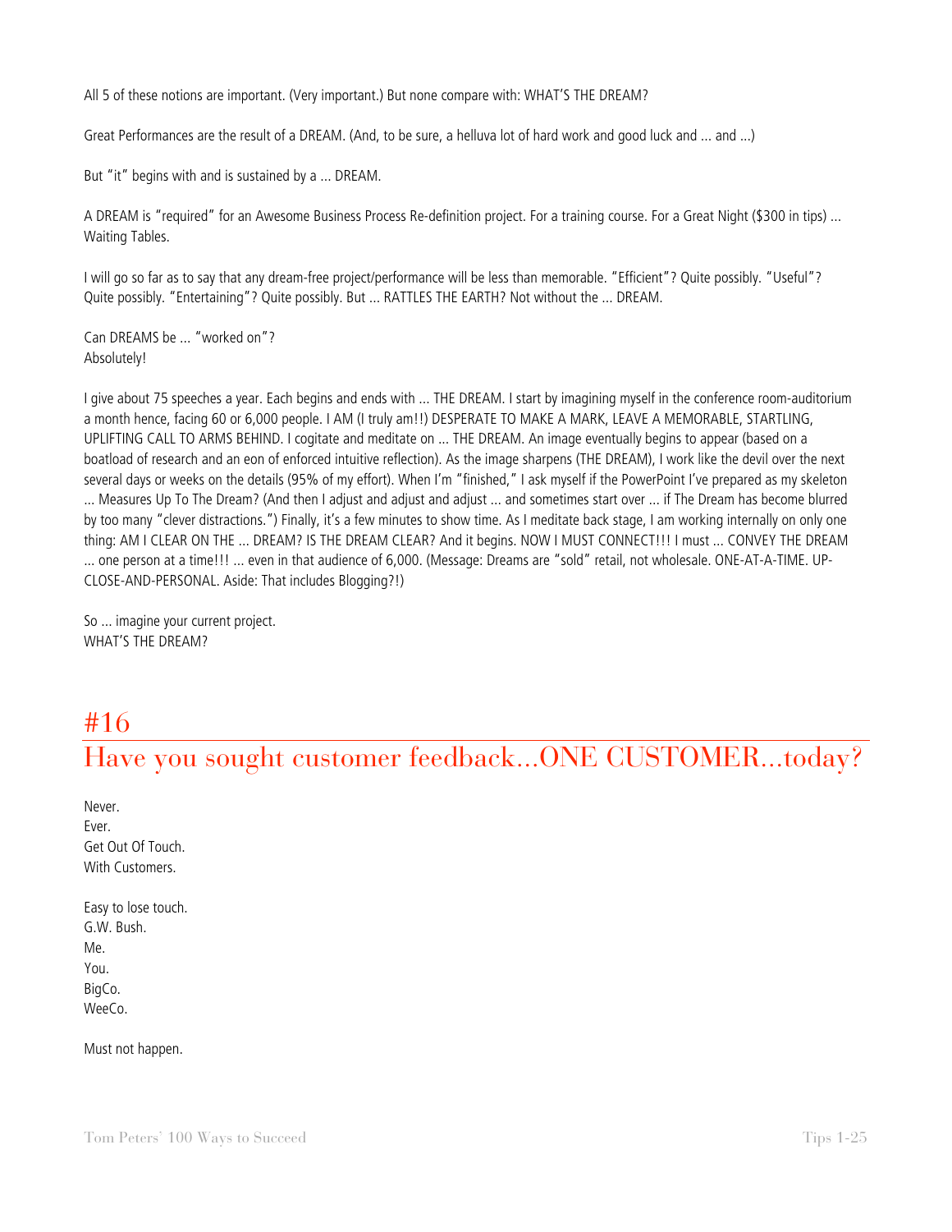All 5 of these notions are important. (Very important.) But none compare with: WHAT'S THE DREAM?

Great Performances are the result of a DREAM. (And, to be sure, a helluva lot of hard work and good luck and ... and ...)

But "it" begins with and is sustained by a ... DREAM.

A DREAM is "required" for an Awesome Business Process Re-definition project. For a training course. For a Great Night ($300 in tips) ... Waiting Tables.

I will go so far as to say that any dream-free project/performance will be less than memorable. "Efficient"? Quite possibly. "Useful"? Quite possibly. "Entertaining"? Quite possibly. But ... RATTLES THE EARTH? Not without the ... DREAM.

Can DREAMS be ... "worked on"?
Absolutely!

I give about 75 speeches a year. Each begins and ends with ... THE DREAM. I start by imagining myself in the conference room-auditorium a month hence, facing 60 or 6,000 people. I AM (I truly am!!) DESPERATE TO MAKE A MARK, LEAVE A MEMORABLE, STARTLING, UPLIFTING CALL TO ARMS BEHIND. I cogitate and meditate on ... THE DREAM. An image eventually begins to appear (based on a boatload of research and an eon of enforced intuitive reflection). As the image sharpens (THE DREAM), I work like the devil over the next several days or weeks on the details (95% of my effort). When I'm "finished," I ask myself if the PowerPoint I've prepared as my skeleton ... Measures Up To The Dream? (And then I adjust and adjust and adjust ... and sometimes start over ... if The Dream has become blurred by too many "clever distractions.") Finally, it's a few minutes to show time. As I meditate back stage, I am working internally on only one thing: AM I CLEAR ON THE ... DREAM? IS THE DREAM CLEAR? And it begins. NOW I MUST CONNECT!!! I must ... CONVEY THE DREAM ... one person at a time!!! ... even in that audience of 6,000. (Message: Dreams are "sold" retail, not wholesale. ONE-AT-A-TIME. UP-CLOSE-AND-PERSONAL. Aside: That includes Blogging?!)

So ... imagine your current project.
WHAT'S THE DREAM?

# #16
# Have you sought customer feedback...ONE CUSTOMER...today?

Never.
Ever.
Get Out Of Touch.
With Customers.

Easy to lose touch.
G.W. Bush.
Me.
You.
BigCo.
WeeCo.

Must not happen.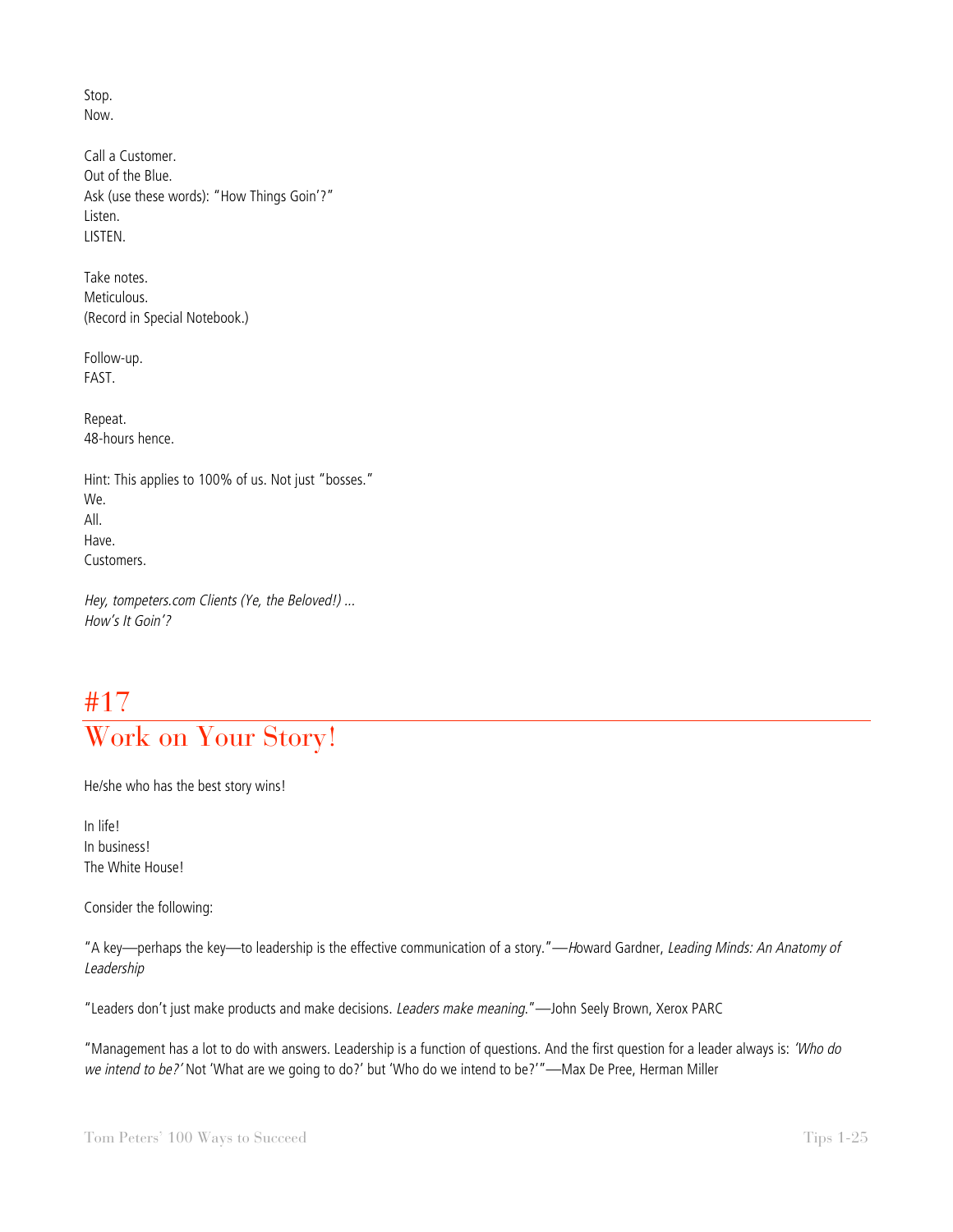Stop.
Now.

Call a Customer.
Out of the Blue.
Ask (use these words): "How Things Goin'?"
Listen.
LISTEN.

Take notes.
Meticulous.
(Record in Special Notebook.)

Follow-up.
FAST.

Repeat.
48-hours hence.

Hint: This applies to 100% of us. Not just "bosses."
We.
All.
Have.
Customers.

*Hey, tompeters.com Clients (Ye, the Beloved!) ...*
*How's It Goin'?*

## #17
## Work on Your Story!

He/she who has the best story wins!

In life!
In business!
The White House!

Consider the following:

"A key—perhaps the key—to leadership is the effective communication of a story."—Howard Gardner, *Leading Minds: An Anatomy of Leadership*

"Leaders don't just make products and make decisions. *Leaders make meaning.*"—John Seely Brown, Xerox PARC

"Management has a lot to do with answers. Leadership is a function of questions. And the first question for a leader always is: *'Who do we intend to be?'* Not 'What are we going to do?' but 'Who do we intend to be?'"—Max De Pree, Herman Miller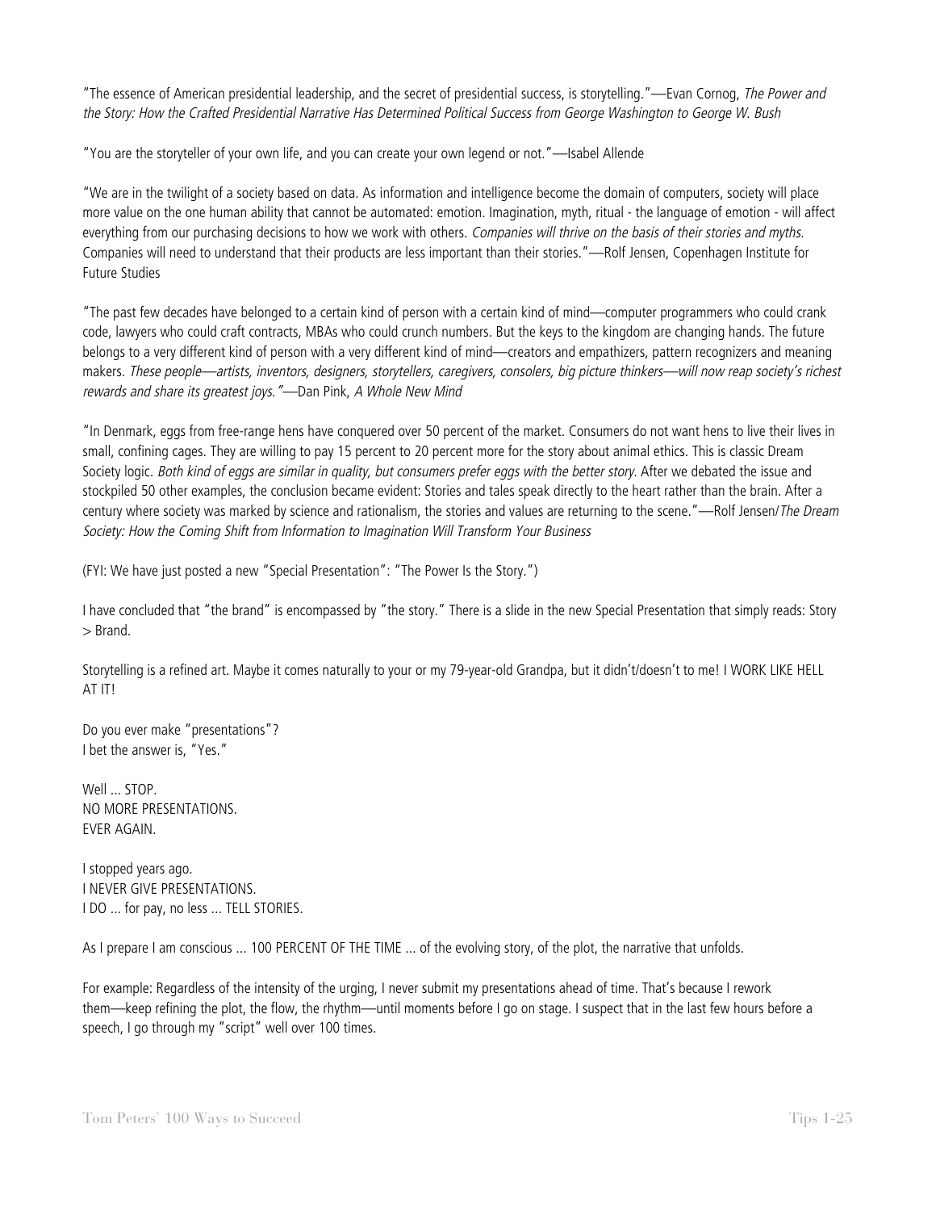"The essence of American presidential leadership, and the secret of presidential success, is storytelling."—Evan Cornog, *The Power and the Story: How the Crafted Presidential Narrative Has Determined Political Success from George Washington to George W. Bush*

"You are the storyteller of your own life, and you can create your own legend or not."—Isabel Allende

"We are in the twilight of a society based on data. As information and intelligence become the domain of computers, society will place more value on the one human ability that cannot be automated: emotion. Imagination, myth, ritual - the language of emotion - will affect everything from our purchasing decisions to how we work with others. *Companies will thrive on the basis of their stories and myths.* Companies will need to understand that their products are less important than their stories."—Rolf Jensen, Copenhagen Institute for Future Studies

"The past few decades have belonged to a certain kind of person with a certain kind of mind—computer programmers who could crank code, lawyers who could craft contracts, MBAs who could crunch numbers. But the keys to the kingdom are changing hands. The future belongs to a very different kind of person with a very different kind of mind—creators and empathizers, pattern recognizers and meaning makers. *These people—artists, inventors, designers, storytellers, caregivers, consolers, big picture thinkers—will now reap society's richest rewards and share its greatest joys."*—Dan Pink, *A Whole New Mind*

"In Denmark, eggs from free-range hens have conquered over 50 percent of the market. Consumers do not want hens to live their lives in small, confining cages. They are willing to pay 15 percent to 20 percent more for the story about animal ethics. This is classic Dream Society logic. *Both kind of eggs are similar in quality, but consumers prefer eggs with the better story.* After we debated the issue and stockpiled 50 other examples, the conclusion became evident: Stories and tales speak directly to the heart rather than the brain. After a century where society was marked by science and rationalism, the stories and values are returning to the scene."—Rolf Jensen/*The Dream Society: How the Coming Shift from Information to Imagination Will Transform Your Business*

(FYI: We have just posted a new "Special Presentation": "The Power Is the Story.")

I have concluded that "the brand" is encompassed by "the story." There is a slide in the new Special Presentation that simply reads: Story > Brand.

Storytelling is a refined art. Maybe it comes naturally to your or my 79-year-old Grandpa, but it didn't/doesn't to me! I WORK LIKE HELL AT IT!

Do you ever make "presentations"?
I bet the answer is, "Yes."

Well ... STOP.
NO MORE PRESENTATIONS.
EVER AGAIN.

I stopped years ago.
I NEVER GIVE PRESENTATIONS.
I DO ... for pay, no less ... TELL STORIES.

As I prepare I am conscious ... 100 PERCENT OF THE TIME ... of the evolving story, of the plot, the narrative that unfolds.

For example: Regardless of the intensity of the urging, I never submit my presentations ahead of time. That's because I rework them—keep refining the plot, the flow, the rhythm—until moments before I go on stage. I suspect that in the last few hours before a speech, I go through my "script" well over 100 times.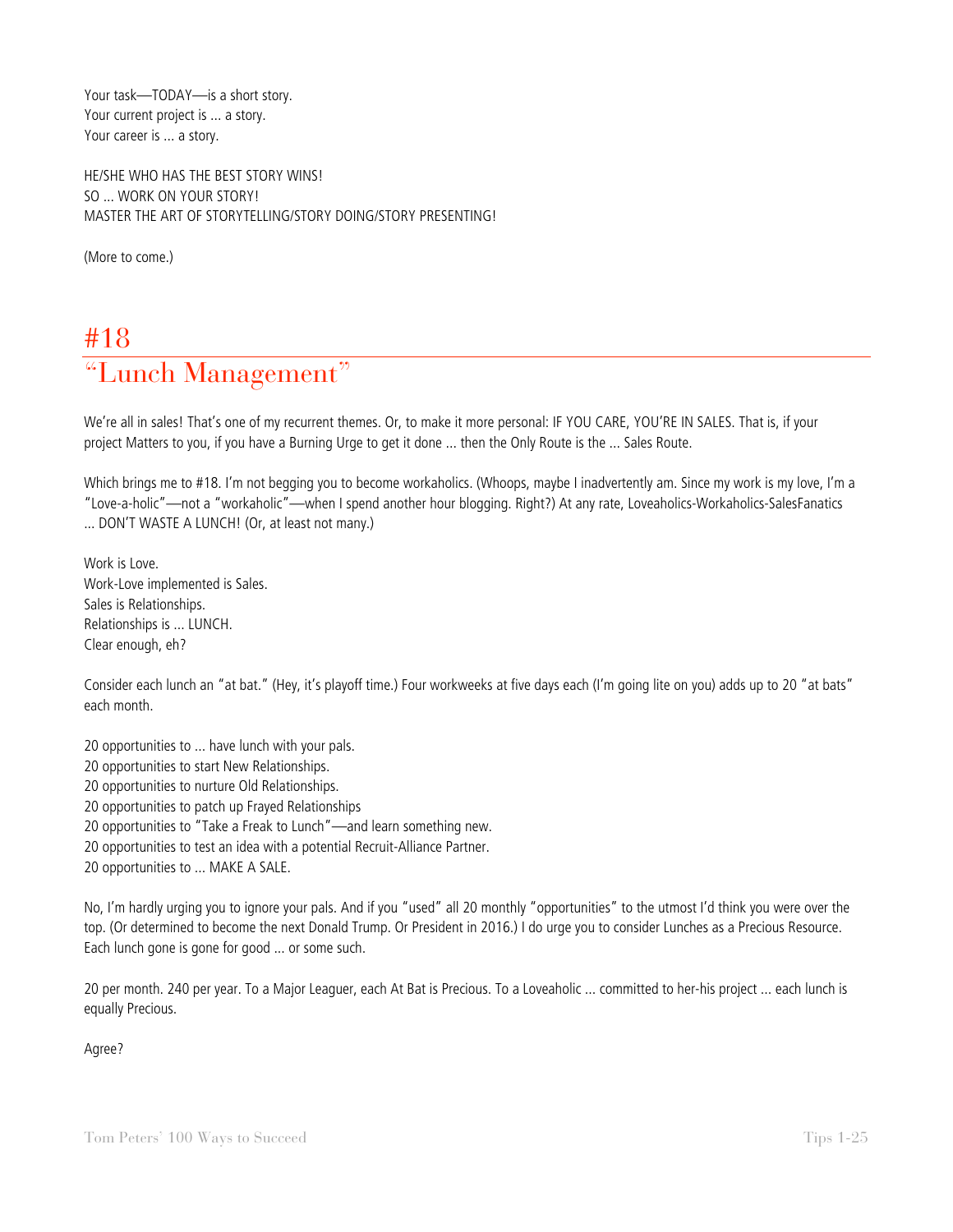Your task—TODAY—is a short story.
Your current project is ... a story.
Your career is ... a story.

HE/SHE WHO HAS THE BEST STORY WINS!
SO ... WORK ON YOUR STORY!
MASTER THE ART OF STORYTELLING/STORY DOING/STORY PRESENTING!

(More to come.)

# #18
# "Lunch Management"

We're all in sales! That's one of my recurrent themes. Or, to make it more personal: IF YOU CARE, YOU'RE IN SALES. That is, if your project Matters to you, if you have a Burning Urge to get it done ... then the Only Route is the ... Sales Route.

Which brings me to #18. I'm not begging you to become workaholics. (Whoops, maybe I inadvertently am. Since my work is my love, I'm a "Love-a-holic"—not a "workaholic"—when I spend another hour blogging. Right?) At any rate, Loveaholics-Workaholics-SalesFanatics ... DON'T WASTE A LUNCH! (Or, at least not many.)

Work is Love.
Work-Love implemented is Sales.
Sales is Relationships.
Relationships is ... LUNCH.
Clear enough, eh?

Consider each lunch an "at bat." (Hey, it's playoff time.) Four workweeks at five days each (I'm going lite on you) adds up to 20 "at bats" each month.

20 opportunities to ... have lunch with your pals.
20 opportunities to start New Relationships.
20 opportunities to nurture Old Relationships.
20 opportunities to patch up Frayed Relationships
20 opportunities to "Take a Freak to Lunch"—and learn something new.
20 opportunities to test an idea with a potential Recruit-Alliance Partner.
20 opportunities to ... MAKE A SALE.

No, I'm hardly urging you to ignore your pals. And if you "used" all 20 monthly "opportunities" to the utmost I'd think you were over the top. (Or determined to become the next Donald Trump. Or President in 2016.) I do urge you to consider Lunches as a Precious Resource. Each lunch gone is gone for good ... or some such.

20 per month. 240 per year. To a Major Leaguer, each At Bat is Precious. To a Loveaholic ... committed to her-his project ... each lunch is equally Precious.

Agree?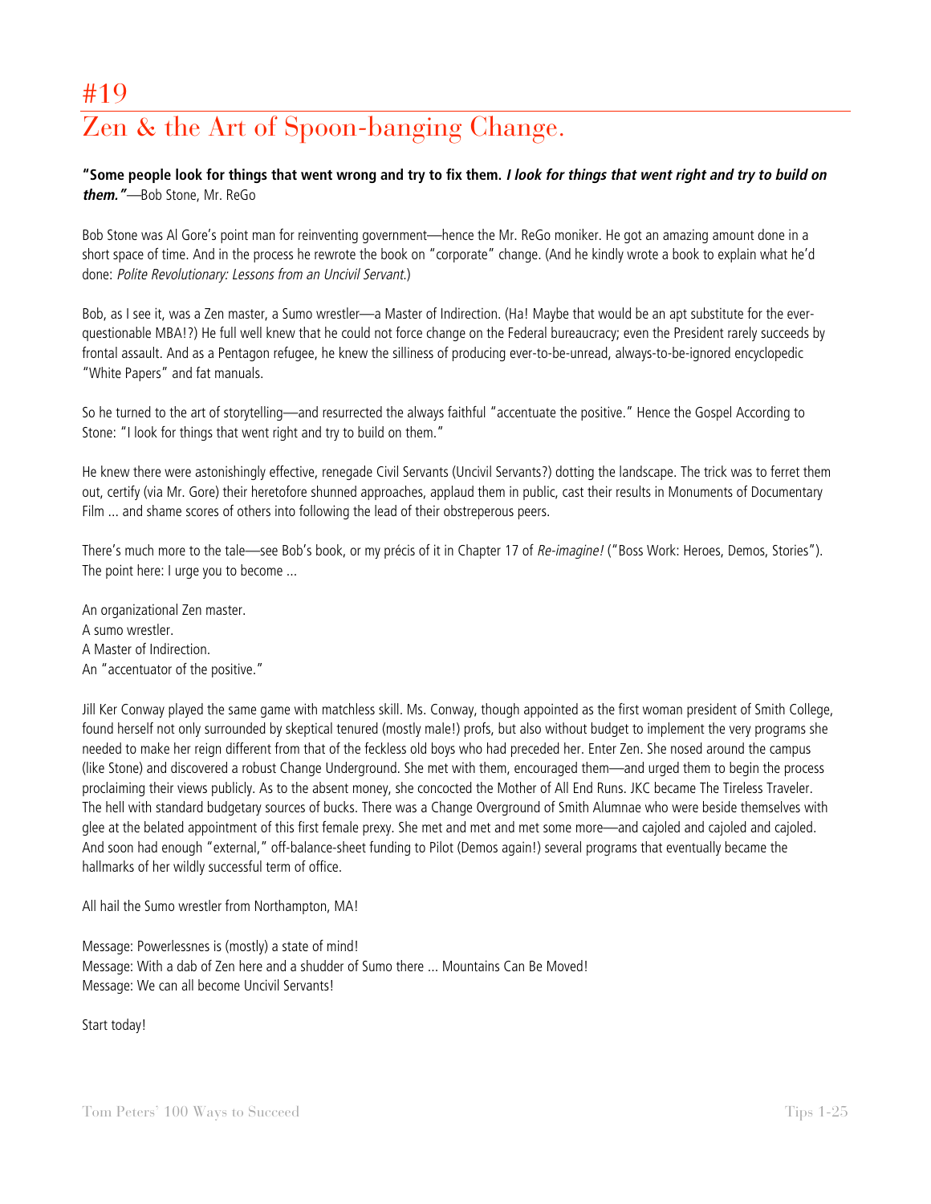# #19
# Zen & the Art of Spoon-banging Change.

**"Some people look for things that went wrong and try to fix them. *I look for things that went right and try to build on them."*** —Bob Stone, Mr. ReGo

Bob Stone was Al Gore's point man for reinventing government—hence the Mr. ReGo moniker. He got an amazing amount done in a short space of time. And in the process he rewrote the book on "corporate" change. (And he kindly wrote a book to explain what he'd done: *Polite Revolutionary: Lessons from an Uncivil Servant*.)

Bob, as I see it, was a Zen master, a Sumo wrestler—a Master of Indirection. (Ha! Maybe that would be an apt substitute for the ever-questionable MBA!?) He full well knew that he could not force change on the Federal bureaucracy; even the President rarely succeeds by frontal assault. And as a Pentagon refugee, he knew the silliness of producing ever-to-be-unread, always-to-be-ignored encyclopedic "White Papers" and fat manuals.

So he turned to the art of storytelling—and resurrected the always faithful "accentuate the positive." Hence the Gospel According to Stone: "I look for things that went right and try to build on them."

He knew there were astonishingly effective, renegade Civil Servants (Uncivil Servants?) dotting the landscape. The trick was to ferret them out, certify (via Mr. Gore) their heretofore shunned approaches, applaud them in public, cast their results in Monuments of Documentary Film ... and shame scores of others into following the lead of their obstreperous peers.

There's much more to the tale—see Bob's book, or my précis of it in Chapter 17 of *Re-imagine!* ("Boss Work: Heroes, Demos, Stories"). The point here: I urge you to become ...

An organizational Zen master.
A sumo wrestler.
A Master of Indirection.
An "accentuator of the positive."

Jill Ker Conway played the same game with matchless skill. Ms. Conway, though appointed as the first woman president of Smith College, found herself not only surrounded by skeptical tenured (mostly male!) profs, but also without budget to implement the very programs she needed to make her reign different from that of the feckless old boys who had preceded her. Enter Zen. She nosed around the campus (like Stone) and discovered a robust Change Underground. She met with them, encouraged them—and urged them to begin the process proclaiming their views publicly. As to the absent money, she concocted the Mother of All End Runs. JKC became The Tireless Traveler. The hell with standard budgetary sources of bucks. There was a Change Overground of Smith Alumnae who were beside themselves with glee at the belated appointment of this first female prexy. She met and met and met some more—and cajoled and cajoled and cajoled. And soon had enough "external," off-balance-sheet funding to Pilot (Demos again!) several programs that eventually became the hallmarks of her wildly successful term of office.

All hail the Sumo wrestler from Northampton, MA!

Message: Powerlessnes is (mostly) a state of mind!
Message: With a dab of Zen here and a shudder of Sumo there ... Mountains Can Be Moved!
Message: We can all become Uncivil Servants!

Start today!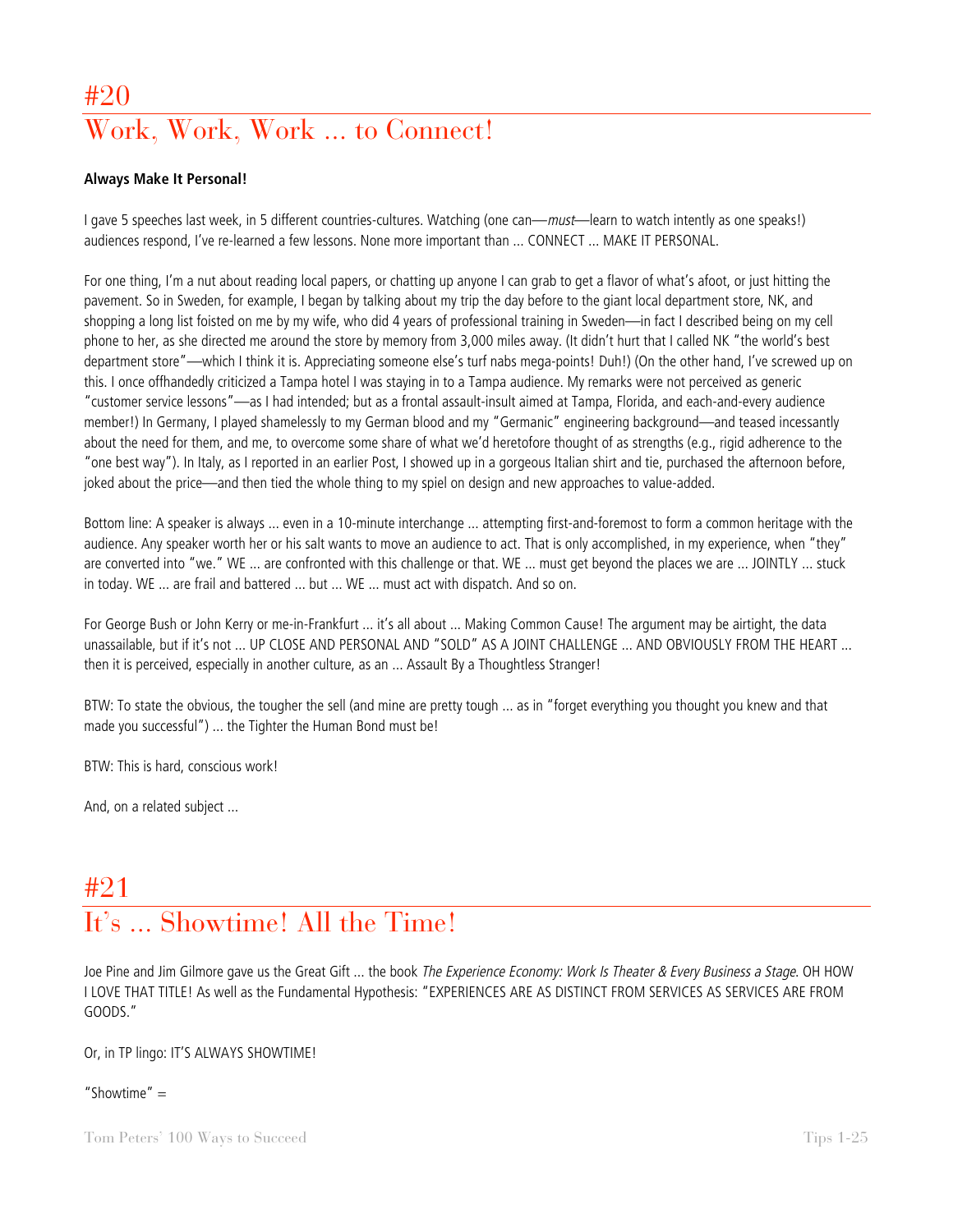# #20
# Work, Work, Work ... to Connect!

**Always Make It Personal!**

I gave 5 speeches last week, in 5 different countries-cultures. Watching (one can—*must*—learn to watch intently as one speaks!) audiences respond, I've re-learned a few lessons. None more important than ... CONNECT ... MAKE IT PERSONAL.

For one thing, I'm a nut about reading local papers, or chatting up anyone I can grab to get a flavor of what's afoot, or just hitting the pavement. So in Sweden, for example, I began by talking about my trip the day before to the giant local department store, NK, and shopping a long list foisted on me by my wife, who did 4 years of professional training in Sweden—in fact I described being on my cell phone to her, as she directed me around the store by memory from 3,000 miles away. (It didn't hurt that I called NK "the world's best department store"—which I think it is. Appreciating someone else's turf nabs mega-points! Duh!) (On the other hand, I've screwed up on this. I once offhandedly criticized a Tampa hotel I was staying in to a Tampa audience. My remarks were not perceived as generic "customer service lessons"—as I had intended; but as a frontal assault-insult aimed at Tampa, Florida, and each-and-every audience member!) In Germany, I played shamelessly to my German blood and my "Germanic" engineering background—and teased incessantly about the need for them, and me, to overcome some share of what we'd heretofore thought of as strengths (e.g., rigid adherence to the "one best way"). In Italy, as I reported in an earlier Post, I showed up in a gorgeous Italian shirt and tie, purchased the afternoon before, joked about the price—and then tied the whole thing to my spiel on design and new approaches to value-added.

Bottom line: A speaker is always ... even in a 10-minute interchange ... attempting first-and-foremost to form a common heritage with the audience. Any speaker worth her or his salt wants to move an audience to act. That is only accomplished, in my experience, when "they" are converted into "we." WE ... are confronted with this challenge or that. WE ... must get beyond the places we are ... JOINTLY ... stuck in today. WE ... are frail and battered ... but ... WE ... must act with dispatch. And so on.

For George Bush or John Kerry or me-in-Frankfurt ... it's all about ... Making Common Cause! The argument may be airtight, the data unassailable, but if it's not ... UP CLOSE AND PERSONAL AND "SOLD" AS A JOINT CHALLENGE ... AND OBVIOUSLY FROM THE HEART ... then it is perceived, especially in another culture, as an ... Assault By a Thoughtless Stranger!

BTW: To state the obvious, the tougher the sell (and mine are pretty tough ... as in "forget everything you thought you knew and that made you successful") ... the Tighter the Human Bond must be!

BTW: This is hard, conscious work!

And, on a related subject ...

# #21
# It's ... Showtime! All the Time!

Joe Pine and Jim Gilmore gave us the Great Gift ... the book *The Experience Economy: Work Is Theater & Every Business a Stage*. OH HOW I LOVE THAT TITLE! As well as the Fundamental Hypothesis: "EXPERIENCES ARE AS DISTINCT FROM SERVICES AS SERVICES ARE FROM GOODS."

Or, in TP lingo: IT'S ALWAYS SHOWTIME!

"Showtime" =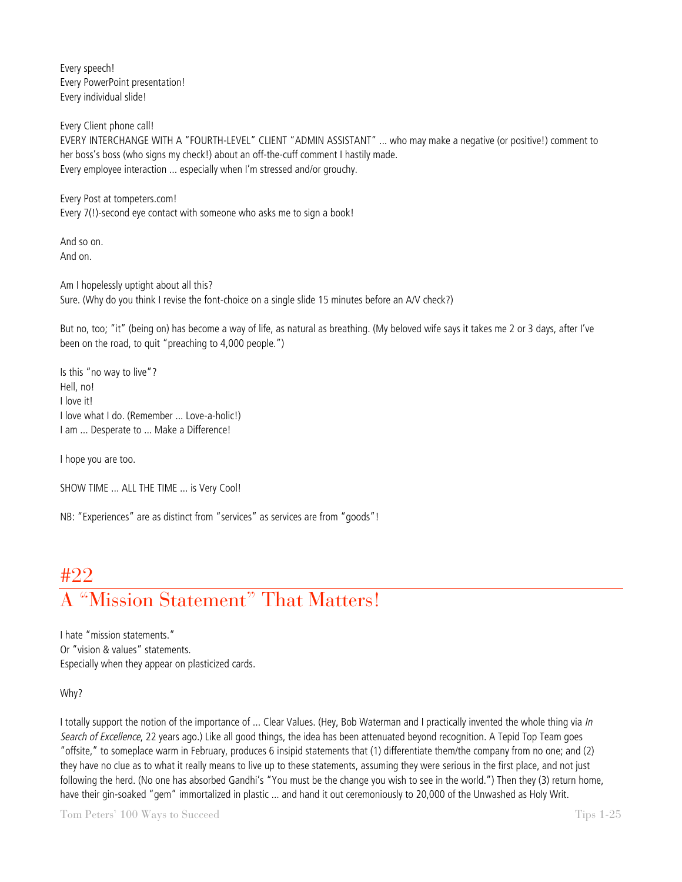Every speech!
Every PowerPoint presentation!
Every individual slide!

Every Client phone call!
EVERY INTERCHANGE WITH A "FOURTH-LEVEL" CLIENT "ADMIN ASSISTANT" ... who may make a negative (or positive!) comment to her boss's boss (who signs my check!) about an off-the-cuff comment I hastily made.
Every employee interaction ... especially when I'm stressed and/or grouchy.

Every Post at tompeters.com!
Every 7(!)-second eye contact with someone who asks me to sign a book!

And so on.
And on.

Am I hopelessly uptight about all this?
Sure. (Why do you think I revise the font-choice on a single slide 15 minutes before an A/V check?)

But no, too; "it" (being on) has become a way of life, as natural as breathing. (My beloved wife says it takes me 2 or 3 days, after I've been on the road, to quit "preaching to 4,000 people.")

Is this "no way to live"?
Hell, no!
I love it!
I love what I do. (Remember ... Love-a-holic!)
I am ... Desperate to ... Make a Difference!

I hope you are too.

SHOW TIME ... ALL THE TIME ... is Very Cool!

NB: "Experiences" are as distinct from "services" as services are from "goods"!

## #22
## A "Mission Statement" That Matters!

I hate "mission statements."
Or "vision & values" statements.
Especially when they appear on plasticized cards.

Why?

I totally support the notion of the importance of ... Clear Values. (Hey, Bob Waterman and I practically invented the whole thing via *In Search of Excellence*, 22 years ago.) Like all good things, the idea has been attenuated beyond recognition. A Tepid Top Team goes "offsite," to someplace warm in February, produces 6 insipid statements that (1) differentiate them/the company from no one; and (2) they have no clue as to what it really means to live up to these statements, assuming they were serious in the first place, and not just following the herd. (No one has absorbed Gandhi's "You must be the change you wish to see in the world.") Then they (3) return home, have their gin-soaked "gem" immortalized in plastic ... and hand it out ceremoniously to 20,000 of the Unwashed as Holy Writ.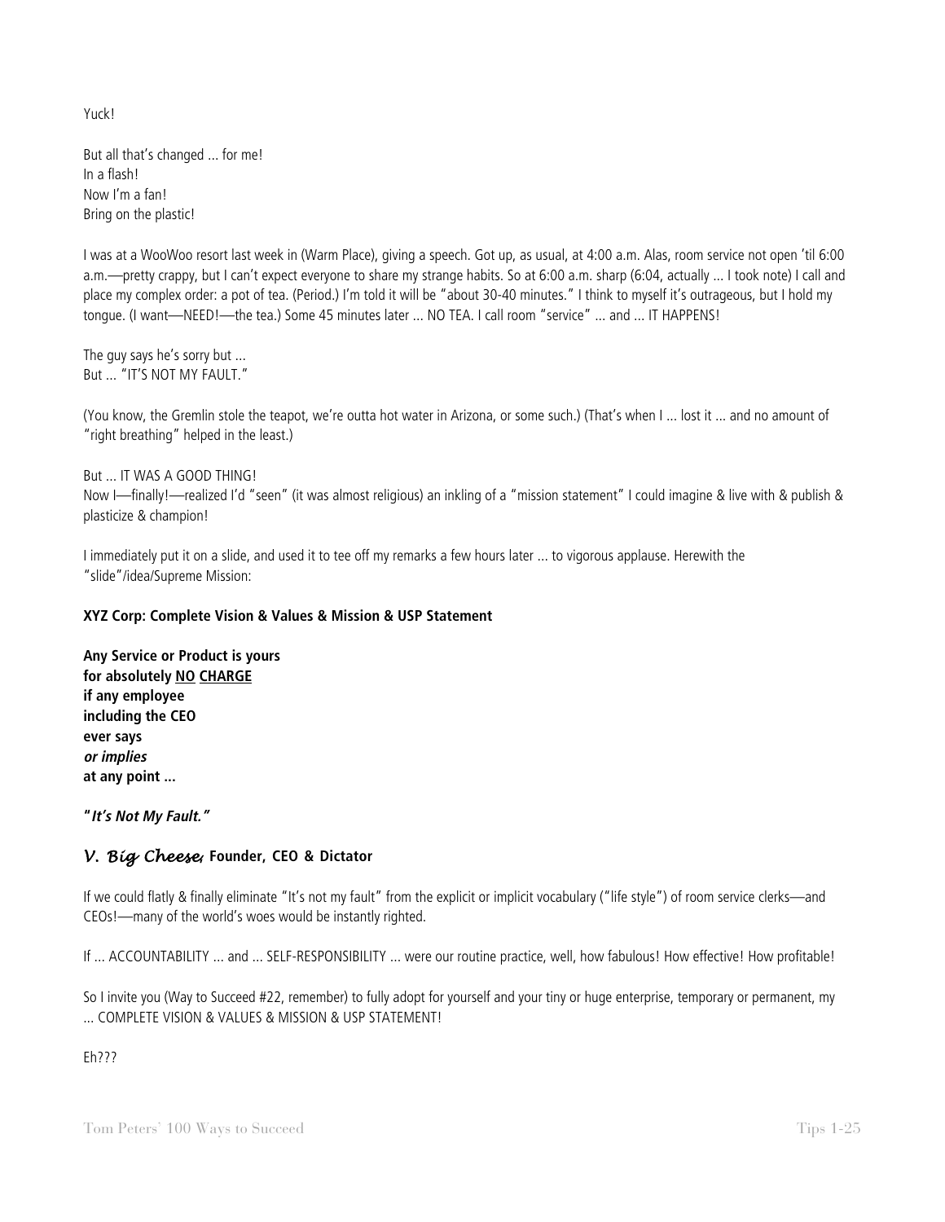Yuck!

But all that's changed ... for me!
In a flash!
Now I'm a fan!
Bring on the plastic!

I was at a WooWoo resort last week in (Warm Place), giving a speech. Got up, as usual, at 4:00 a.m. Alas, room service not open 'til 6:00 a.m.—pretty crappy, but I can't expect everyone to share my strange habits. So at 6:00 a.m. sharp (6:04, actually ... I took note) I call and place my complex order: a pot of tea. (Period.) I'm told it will be "about 30-40 minutes." I think to myself it's outrageous, but I hold my tongue. (I want—NEED!—the tea.) Some 45 minutes later ... NO TEA. I call room "service" ... and ... IT HAPPENS!

The guy says he's sorry but ...
But ... "IT'S NOT MY FAULT."

(You know, the Gremlin stole the teapot, we're outta hot water in Arizona, or some such.) (That's when I ... lost it ... and no amount of "right breathing" helped in the least.)

But ... IT WAS A GOOD THING!
Now I—finally!—realized I'd "seen" (it was almost religious) an inkling of a "mission statement" I could imagine & live with & publish & plasticize & champion!

I immediately put it on a slide, and used it to tee off my remarks a few hours later ... to vigorous applause. Herewith the "slide"/idea/Supreme Mission:

**XYZ Corp: Complete Vision & Values & Mission & USP Statement**

**Any Service or Product is yours**
**for absolutely <u>NO</u> <u>CHARGE</u>**
**if any employee**
**including the CEO**
**ever says**
***or implies***
**at any point ...**

**"*It's Not My Fault."***

***V. Big Cheese*, Founder, CEO & Dictator**

If we could flatly & finally eliminate "It's not my fault" from the explicit or implicit vocabulary ("life style") of room service clerks—and CEOs!—many of the world's woes would be instantly righted.

If ... ACCOUNTABILITY ... and ... SELF-RESPONSIBILITY ... were our routine practice, well, how fabulous! How effective! How profitable!

So I invite you (Way to Succeed #22, remember) to fully adopt for yourself and your tiny or huge enterprise, temporary or permanent, my ... COMPLETE VISION & VALUES & MISSION & USP STATEMENT!

Eh???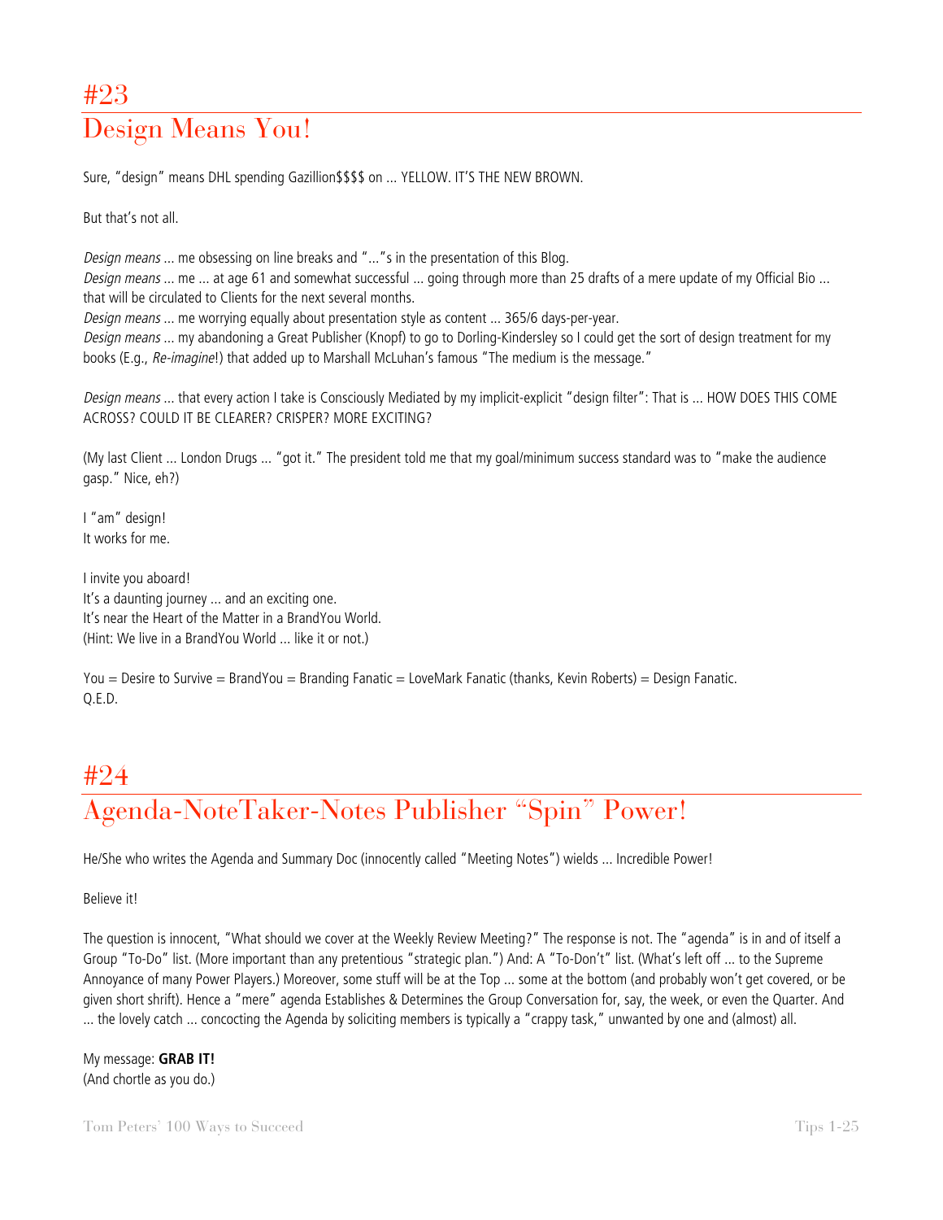# #23
# Design Means You!

Sure, "design" means DHL spending Gazillion$$$$ on ... YELLOW. IT'S THE NEW BROWN.

But that's not all.

*Design means* ... me obsessing on line breaks and "..."s in the presentation of this Blog.
*Design means* ... me ... at age 61 and somewhat successful ... going through more than 25 drafts of a mere update of my Official Bio ... that will be circulated to Clients for the next several months.
*Design means* ... me worrying equally about presentation style as content ... 365/6 days-per-year.
*Design means* ... my abandoning a Great Publisher (Knopf) to go to Dorling-Kindersley so I could get the sort of design treatment for my books (E.g., *Re-imagine*!) that added up to Marshall McLuhan's famous "The medium is the message."

*Design means* ... that every action I take is Consciously Mediated by my implicit-explicit "design filter": That is ... HOW DOES THIS COME ACROSS? COULD IT BE CLEARER? CRISPER? MORE EXCITING?

(My last Client ... London Drugs ... "got it." The president told me that my goal/minimum success standard was to "make the audience gasp." Nice, eh?)

I "am" design!
It works for me.

I invite you aboard!
It's a daunting journey ... and an exciting one.
It's near the Heart of the Matter in a BrandYou World.
(Hint: We live in a BrandYou World ... like it or not.)

You = Desire to Survive = BrandYou = Branding Fanatic = LoveMark Fanatic (thanks, Kevin Roberts) = Design Fanatic.
Q.E.D.

# #24
# Agenda-NoteTaker-Notes Publisher "Spin" Power!

He/She who writes the Agenda and Summary Doc (innocently called "Meeting Notes") wields ... Incredible Power!

Believe it!

The question is innocent, "What should we cover at the Weekly Review Meeting?" The response is not. The "agenda" is in and of itself a Group "To-Do" list. (More important than any pretentious "strategic plan.") And: A "To-Don't" list. (What's left off ... to the Supreme Annoyance of many Power Players.) Moreover, some stuff will be at the Top ... some at the bottom (and probably won't get covered, or be given short shrift). Hence a "mere" agenda Establishes & Determines the Group Conversation for, say, the week, or even the Quarter. And ... the lovely catch ... concocting the Agenda by soliciting members is typically a "crappy task," unwanted by one and (almost) all.

My message: **GRAB IT!**
(And chortle as you do.)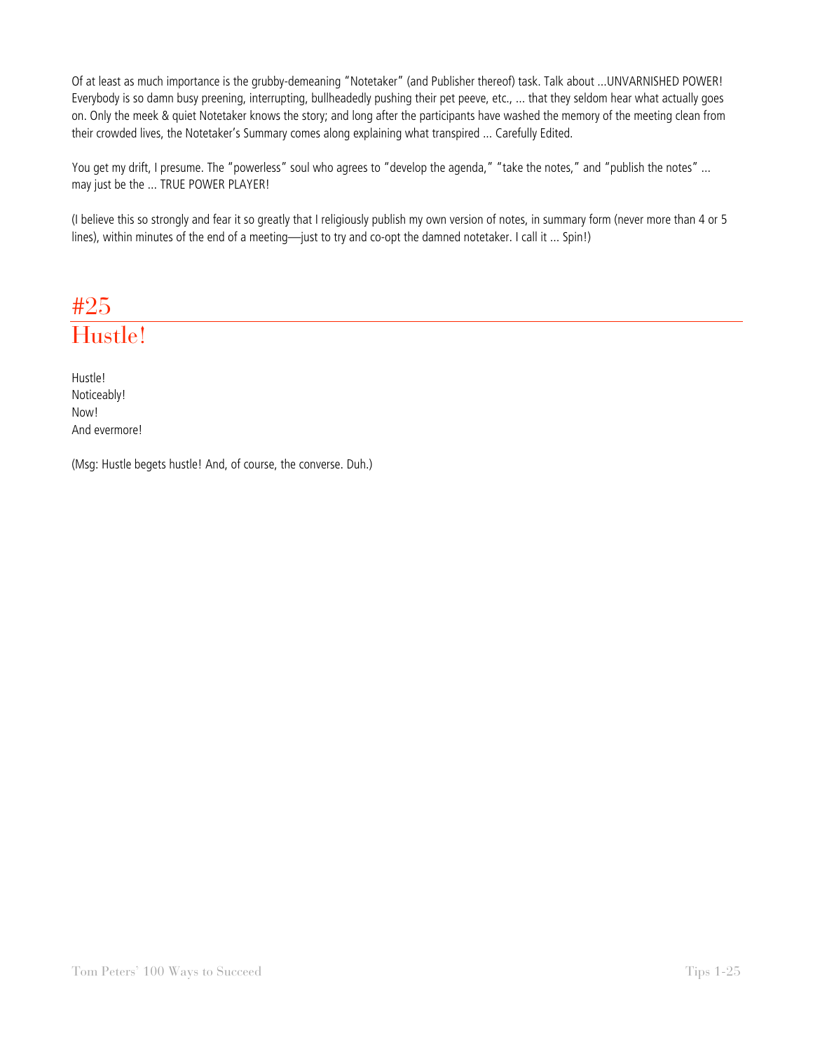Of at least as much importance is the grubby-demeaning "Notetaker" (and Publisher thereof) task. Talk about ...UNVARNISHED POWER! Everybody is so damn busy preening, interrupting, bullheadedly pushing their pet peeve, etc., ... that they seldom hear what actually goes on. Only the meek & quiet Notetaker knows the story; and long after the participants have washed the memory of the meeting clean from their crowded lives, the Notetaker's Summary comes along explaining what transpired ... Carefully Edited.

You get my drift, I presume. The "powerless" soul who agrees to "develop the agenda," "take the notes," and "publish the notes" ... may just be the ... TRUE POWER PLAYER!

(I believe this so strongly and fear it so greatly that I religiously publish my own version of notes, in summary form (never more than 4 or 5 lines), within minutes of the end of a meeting—just to try and co-opt the damned notetaker. I call it ... Spin!)

## #25
## Hustle!

Hustle!
Noticeably!
Now!
And evermore!

(Msg: Hustle begets hustle! And, of course, the converse. Duh.)